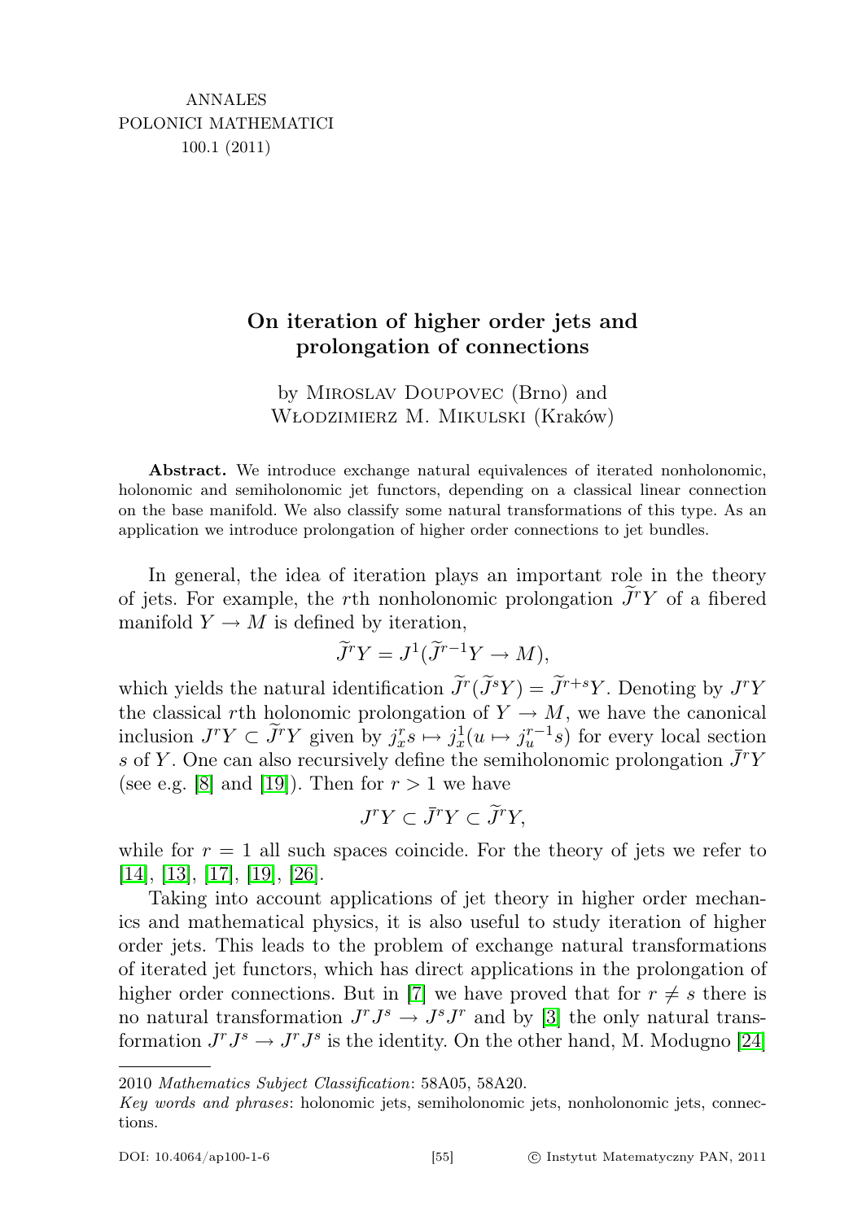ANNALES
POLONICI MATHEMATICI
100.1 (2011)

# On iteration of higher order jets and prolongation of connections

by Miroslav Doupovec (Brno) and Włodzimierz M. Mikulski (Kraków)

**Abstract.** We introduce exchange natural equivalences of iterated nonholonomic, holonomic and semiholonomic jet functors, depending on a classical linear connection on the base manifold. We also classify some natural transformations of this type. As an application we introduce prolongation of higher order connections to jet bundles.

In general, the idea of iteration plays an important role in the theory of jets. For example, the $r$th nonholonomic prolongation $\widetilde{J}^r Y$ of a fibered manifold $Y \to M$ is defined by iteration,

$$\widetilde{J}^r Y = J^1(\widetilde{J}^{r-1} Y \to M),$$

which yields the natural identification $\widetilde{J}^r(\widetilde{J}^s Y) = \widetilde{J}^{r+s} Y$. Denoting by $J^r Y$ the classical $r$th holonomic prolongation of $Y \to M$, we have the canonical inclusion $J^r Y \subset \widetilde{J}^r Y$ given by $j^r_x s \mapsto j^1_x(u \mapsto j^{r-1}_u s)$ for every local section $s$ of $Y$. One can also recursively define the semiholonomic prolongation $\bar{J}^r Y$ (see e.g. [8] and [19]). Then for $r > 1$ we have

$$J^r Y \subset \bar{J}^r Y \subset \widetilde{J}^r Y,$$

while for $r = 1$ all such spaces coincide. For the theory of jets we refer to [14], [13], [17], [19], [26].

Taking into account applications of jet theory in higher order mechanics and mathematical physics, it is also useful to study iteration of higher order jets. This leads to the problem of exchange natural transformations of iterated jet functors, which has direct applications in the prolongation of higher order connections. But in [7] we have proved that for $r \neq s$ there is no natural transformation $J^r J^s \to J^s J^r$ and by [3] the only natural transformation $J^r J^s \to J^r J^s$ is the identity. On the other hand, M. Modugno [24]

---

2010 *Mathematics Subject Classification*: 58A05, 58A20.

*Key words and phrases*: holonomic jets, semiholonomic jets, nonholonomic jets, connections.

DOI: 10.4064/ap100-1-6 © Instytut Matematyczny PAN, 2011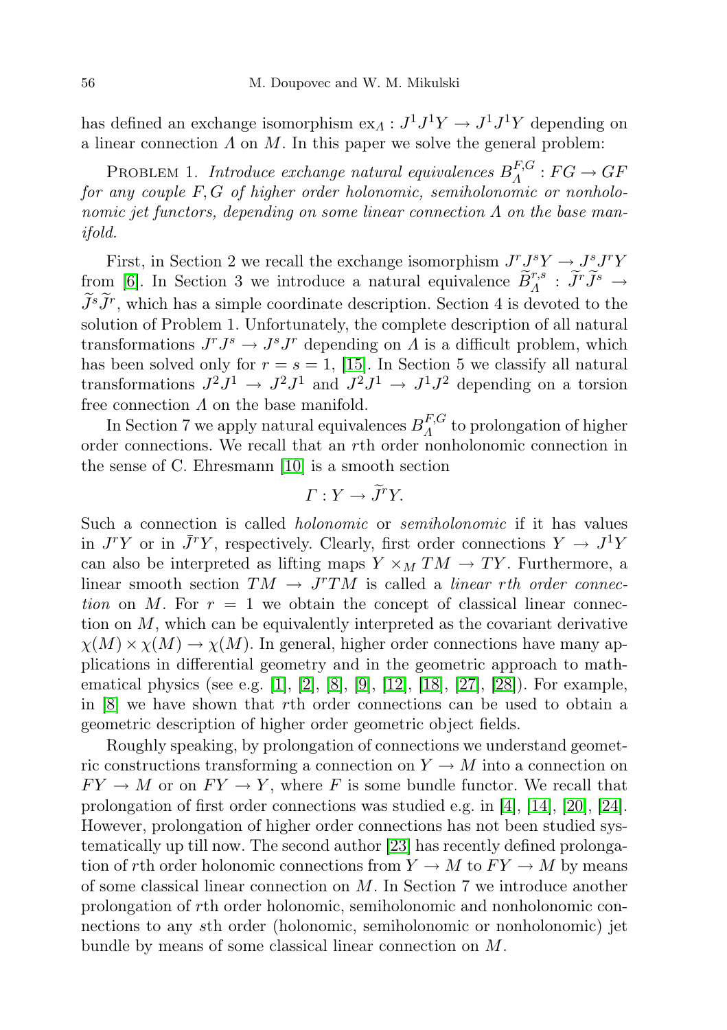has defined an exchange isomorphism $\mathrm{ex}_\Lambda : J^1J^1Y \to J^1J^1Y$ depending on a linear connection $\Lambda$ on $M$. In this paper we solve the general problem:

Problem 1. *Introduce exchange natural equivalences $B_\Lambda^{F,G} : FG \to GF$ for any couple $F, G$ of higher order holonomic, semiholonomic or nonholonomic jet functors, depending on some linear connection $\Lambda$ on the base manifold.*

First, in Section 2 we recall the exchange isomorphism $J^rJ^sY \to J^sJ^rY$ from [6]. In Section 3 we introduce a natural equivalence $\widetilde{B}_\Lambda^{r,s} : \widetilde{J}^r\widetilde{J}^s \to \widetilde{J}^s\widetilde{J}^r$, which has a simple coordinate description. Section 4 is devoted to the solution of Problem 1. Unfortunately, the complete description of all natural transformations $J^rJ^s \to J^sJ^r$ depending on $\Lambda$ is a difficult problem, which has been solved only for $r = s = 1$, [15]. In Section 5 we classify all natural transformations $J^2J^1 \to J^2J^1$ and $J^2J^1 \to J^1J^2$ depending on a torsion free connection $\Lambda$ on the base manifold.

In Section 7 we apply natural equivalences $B_\Lambda^{F,G}$ to prolongation of higher order connections. We recall that an $r$th order nonholonomic connection in the sense of C. Ehresmann [10] is a smooth section

$$\Gamma : Y \to \widetilde{J}^rY.$$

Such a connection is called *holonomic* or *semiholonomic* if it has values in $J^rY$ or in $\bar{J}^rY$, respectively. Clearly, first order connections $Y \to J^1Y$ can also be interpreted as lifting maps $Y \times_M TM \to TY$. Furthermore, a linear smooth section $TM \to J^rTM$ is called a *linear $r$th order connection* on $M$. For $r = 1$ we obtain the concept of classical linear connection on $M$, which can be equivalently interpreted as the covariant derivative $\chi(M) \times \chi(M) \to \chi(M)$. In general, higher order connections have many applications in differential geometry and in the geometric approach to mathematical physics (see e.g. [1], [2], [8], [9], [12], [18], [27], [28]). For example, in [8] we have shown that $r$th order connections can be used to obtain a geometric description of higher order geometric object fields.

Roughly speaking, by prolongation of connections we understand geometric constructions transforming a connection on $Y \to M$ into a connection on $FY \to M$ or on $FY \to Y$, where $F$ is some bundle functor. We recall that prolongation of first order connections was studied e.g. in [4], [14], [20], [24]. However, prolongation of higher order connections has not been studied systematically up till now. The second author [23] has recently defined prolongation of $r$th order holonomic connections from $Y \to M$ to $FY \to M$ by means of some classical linear connection on $M$. In Section 7 we introduce another prolongation of $r$th order holonomic, semiholonomic and nonholonomic connections to any $s$th order (holonomic, semiholonomic or nonholonomic) jet bundle by means of some classical linear connection on $M$.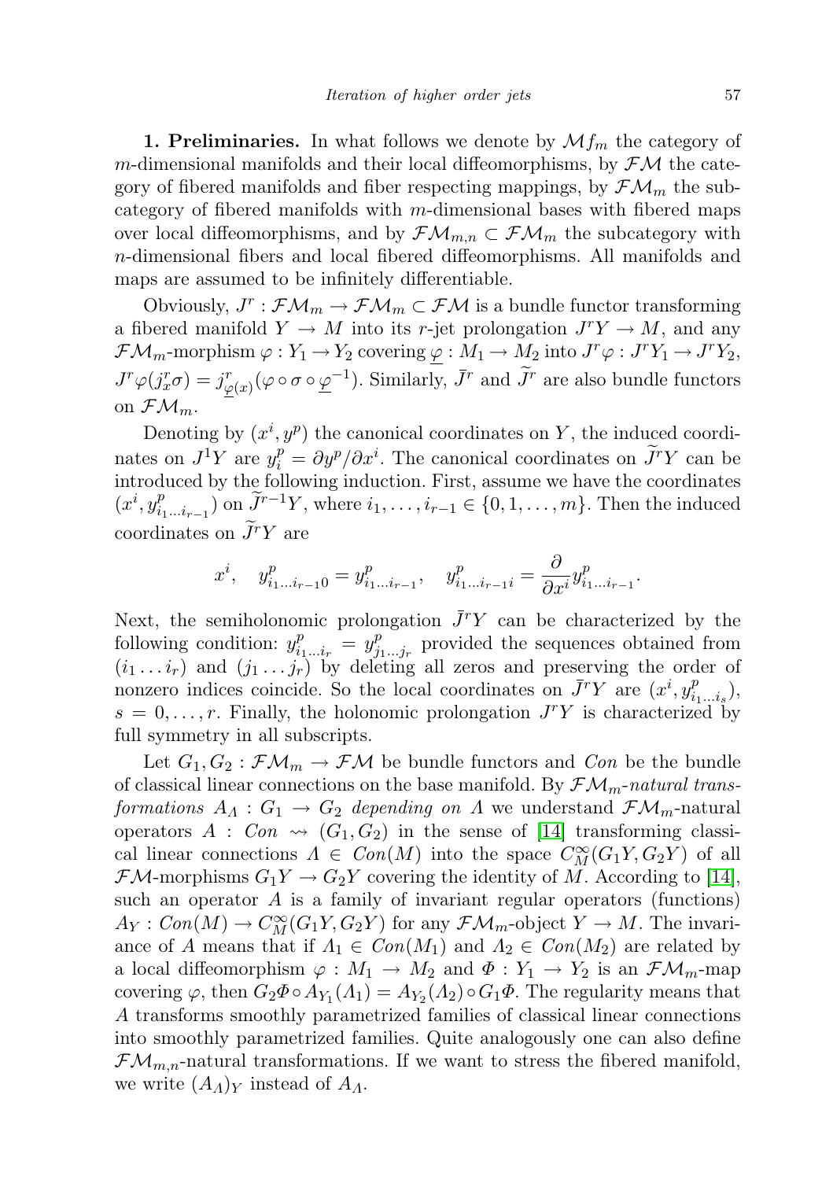**1. Preliminaries.** In what follows we denote by $\mathcal{M}f_m$ the category of $m$-dimensional manifolds and their local diffeomorphisms, by $\mathcal{FM}$ the category of fibered manifolds and fiber respecting mappings, by $\mathcal{FM}_m$ the subcategory of fibered manifolds with $m$-dimensional bases with fibered maps over local diffeomorphisms, and by $\mathcal{FM}_{m,n} \subset \mathcal{FM}_m$ the subcategory with $n$-dimensional fibers and local fibered diffeomorphisms. All manifolds and maps are assumed to be infinitely differentiable.

Obviously, $J^r : \mathcal{FM}_m \to \mathcal{FM}_m \subset \mathcal{FM}$ is a bundle functor transforming a fibered manifold $Y \to M$ into its $r$-jet prolongation $J^rY \to M$, and any $\mathcal{FM}_m$-morphism $\varphi : Y_1 \to Y_2$ covering $\underline{\varphi} : M_1 \to M_2$ into $J^r\varphi : J^rY_1 \to J^rY_2$, $J^r\varphi(j^r_x\sigma) = j^r_{\underline{\varphi}(x)}(\varphi \circ \sigma \circ \underline{\varphi}^{-1})$. Similarly, $\bar{J}^r$ and $\widetilde{J}^r$ are also bundle functors on $\mathcal{FM}_m$.

Denoting by $(x^i, y^p)$ the canonical coordinates on $Y$, the induced coordinates on $J^1Y$ are $y^p_i = \partial y^p/\partial x^i$. The canonical coordinates on $\widetilde{J}^rY$ can be introduced by the following induction. First, assume we have the coordinates $(x^i, y^p_{i_1\dots i_{r-1}})$ on $\widetilde{J}^{r-1}Y$, where $i_1, \dots, i_{r-1} \in \{0, 1, \dots, m\}$. Then the induced coordinates on $\widetilde{J}^rY$ are

$$x^i, \quad y^p_{i_1\dots i_{r-1}0} = y^p_{i_1\dots i_{r-1}}, \quad y^p_{i_1\dots i_{r-1}i} = \frac{\partial}{\partial x^i} y^p_{i_1\dots i_{r-1}}.$$

Next, the semiholonomic prolongation $\bar{J}^rY$ can be characterized by the following condition: $y^p_{i_1\dots i_r} = y^p_{j_1\dots j_r}$ provided the sequences obtained from $(i_1 \dots i_r)$ and $(j_1 \dots j_r)$ by deleting all zeros and preserving the order of nonzero indices coincide. So the local coordinates on $\bar{J}^rY$ are $(x^i, y^p_{i_1\dots i_s})$, $s = 0, \dots, r$. Finally, the holonomic prolongation $J^rY$ is characterized by full symmetry in all subscripts.

Let $G_1, G_2 : \mathcal{FM}_m \to \mathcal{FM}$ be bundle functors and $Con$ be the bundle of classical linear connections on the base manifold. By *$\mathcal{FM}_m$-natural transformations $A_\Lambda : G_1 \to G_2$ depending on $\Lambda$* we understand $\mathcal{FM}_m$-natural operators $A : Con \rightsquigarrow (G_1, G_2)$ in the sense of [14] transforming classical linear connections $\Lambda \in Con(M)$ into the space $C^\infty_M(G_1Y, G_2Y)$ of all $\mathcal{FM}$-morphisms $G_1Y \to G_2Y$ covering the identity of $M$. According to [14], such an operator $A$ is a family of invariant regular operators (functions) $A_Y : Con(M) \to C^\infty_M(G_1Y, G_2Y)$ for any $\mathcal{FM}_m$-object $Y \to M$. The invariance of $A$ means that if $\Lambda_1 \in Con(M_1)$ and $\Lambda_2 \in Con(M_2)$ are related by a local diffeomorphism $\varphi : M_1 \to M_2$ and $\Phi : Y_1 \to Y_2$ is an $\mathcal{FM}_m$-map covering $\varphi$, then $G_2\Phi \circ A_{Y_1}(\Lambda_1) = A_{Y_2}(\Lambda_2) \circ G_1\Phi$. The regularity means that $A$ transforms smoothly parametrized families of classical linear connections into smoothly parametrized families. Quite analogously one can also define $\mathcal{FM}_{m,n}$-natural transformations. If we want to stress the fibered manifold, we write $(A_\Lambda)_Y$ instead of $A_\Lambda$.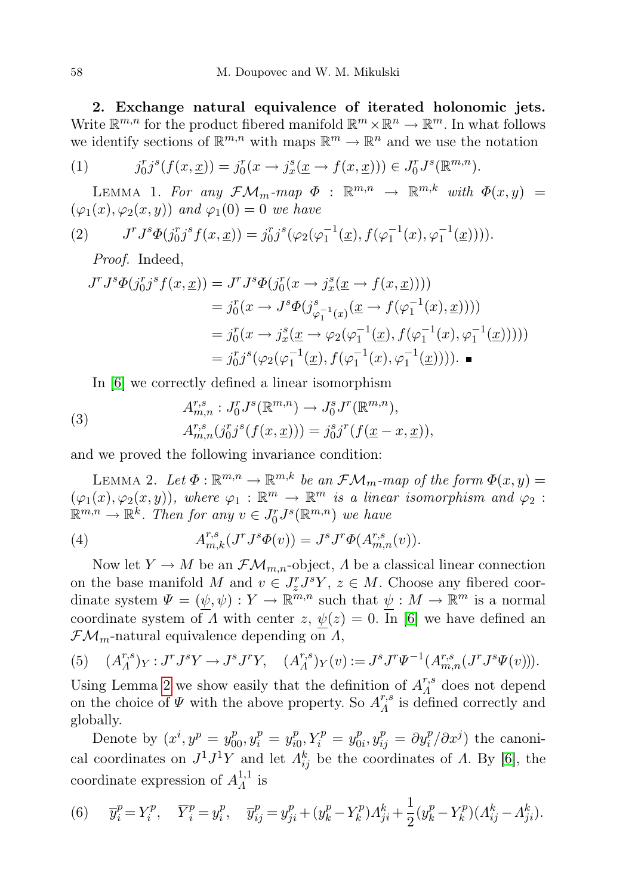**2. Exchange natural equivalence of iterated holonomic jets.** Write $\mathbb{R}^{m,n}$ for the product fibered manifold $\mathbb{R}^m \times \mathbb{R}^n \to \mathbb{R}^m$. In what follows we identify sections of $\mathbb{R}^{m,n}$ with maps $\mathbb{R}^m \to \mathbb{R}^n$ and we use the notation

$$(1) \qquad j_0^r j^s(f(x,\underline{x})) = j_0^r(x \to j_x^s(\underline{x} \to f(x,\underline{x}))) \in J_0^r J^s(\mathbb{R}^{m,n}).$$

Lemma 1. *For any $\mathcal{FM}_m$-map $\Phi : \mathbb{R}^{m,n} \to \mathbb{R}^{m,k}$ with $\Phi(x,y) = (\varphi_1(x), \varphi_2(x,y))$ and $\varphi_1(0) = 0$ we have*

$$(2) \qquad J^r J^s \Phi(j_0^r j^s f(x,\underline{x})) = j_0^r j^s(\varphi_2(\varphi_1^{-1}(\underline{x}), f(\varphi_1^{-1}(x), \varphi_1^{-1}(\underline{x})))).$$

*Proof.* Indeed,

$$\begin{aligned}
J^r J^s \Phi(j_0^r j^s f(x,\underline{x})) &= J^r J^s \Phi(j_0^r(x \to j_x^s(\underline{x} \to f(x,\underline{x})))) \\
&= j_0^r(x \to J^s\Phi(j^s_{\varphi_1^{-1}(x)}(\underline{x} \to f(\varphi_1^{-1}(x), \underline{x})))) \\
&= j_0^r(x \to j_x^s(\underline{x} \to \varphi_2(\varphi_1^{-1}(\underline{x}), f(\varphi_1^{-1}(x), \varphi_1^{-1}(\underline{x}))))) \\
&= j_0^r j^s(\varphi_2(\varphi_1^{-1}(\underline{x}), f(\varphi_1^{-1}(x), \varphi_1^{-1}(\underline{x})))). \ \blacksquare
\end{aligned}$$

In [6] we correctly defined a linear isomorphism

$$(3) \qquad \begin{aligned} &A^{r,s}_{m,n} : J_0^r J^s(\mathbb{R}^{m,n}) \to J_0^s J^r(\mathbb{R}^{m,n}), \\ &A^{r,s}_{m,n}(j_0^r j^s(f(x,\underline{x}))) = j_0^s j^r(f(\underline{x} - x, \underline{x})), \end{aligned}$$

and we proved the following invariance condition:

Lemma 2. *Let $\Phi : \mathbb{R}^{m,n} \to \mathbb{R}^{m,k}$ be an $\mathcal{FM}_m$-map of the form $\Phi(x,y) = (\varphi_1(x), \varphi_2(x,y))$, where $\varphi_1 : \mathbb{R}^m \to \mathbb{R}^m$ is a linear isomorphism and $\varphi_2 : \mathbb{R}^{m,n} \to \mathbb{R}^k$. Then for any $v \in J_0^r J^s(\mathbb{R}^{m,n})$ we have*

$$(4) \qquad A^{r,s}_{m,k}(J^r J^s \Phi(v)) = J^s J^r \Phi(A^{r,s}_{m,n}(v)).$$

Now let $Y \to M$ be an $\mathcal{FM}_{m,n}$-object, $\Lambda$ be a classical linear connection on the base manifold $M$ and $v \in J_z^r J^s Y$, $z \in M$. Choose any fibered coordinate system $\Psi = (\underline{\psi}, \psi) : Y \to \mathbb{R}^{m,n}$ such that $\underline{\psi} : M \to \mathbb{R}^m$ is a normal coordinate system of $\Lambda$ with center $z$, $\underline{\psi}(z) = 0$. In [6] we have defined an $\mathcal{FM}_m$-natural equivalence depending on $\Lambda$,

$$(5) \quad (A^{r,s}_\Lambda)_Y : J^r J^s Y \to J^s J^r Y, \quad (A^{r,s}_\Lambda)_Y(v) := J^s J^r \Psi^{-1}(A^{r,s}_{m,n}(J^r J^s \Psi(v))).$$

Using Lemma 2 we show easily that the definition of $A^{r,s}_\Lambda$ does not depend on the choice of $\Psi$ with the above property. So $A^{r,s}_\Lambda$ is defined correctly and globally.

Denote by $(x^i, y^p = y^p_{00}, y^p_i = y^p_{i0}, Y^p_i = y^p_{0i}, y^p_{ij} = \partial y^p_i / \partial x^j)$ the canonical coordinates on $J^1 J^1 Y$ and let $\Lambda^k_{ij}$ be the coordinates of $\Lambda$. By [6], the coordinate expression of $A^{1,1}_\Lambda$ is

$$(6) \quad \overline{y}^p_i = Y^p_i, \quad \overline{Y}^p_i = y^p_i, \quad \overline{y}^p_{ij} = y^p_{ji} + (y^p_k - Y^p_k)\Lambda^k_{ji} + \frac{1}{2}(y^p_k - Y^p_k)(\Lambda^k_{ij} - \Lambda^k_{ji}).$$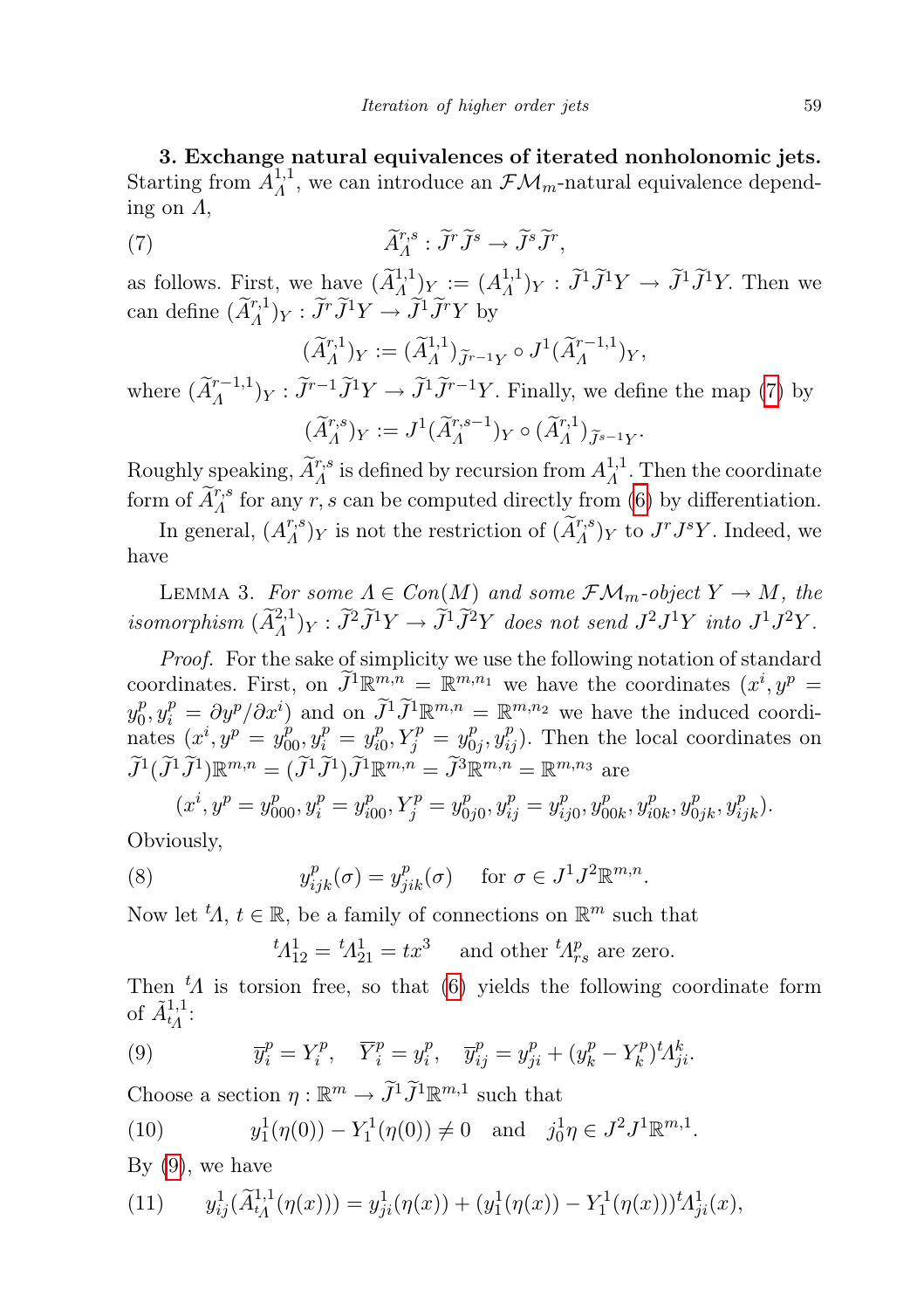**3. Exchange natural equivalences of iterated nonholonomic jets.** Starting from $A^{1,1}_\Lambda$, we can introduce an $\mathcal{FM}_m$-natural equivalence depending on $\Lambda$,

$$\widetilde{A}^{r,s}_\Lambda : \widetilde{J}^r\widetilde{J}^s \to \widetilde{J}^s\widetilde{J}^r, \tag{7}$$

as follows. First, we have $(\widetilde{A}^{1,1}_\Lambda)_Y := (A^{1,1}_\Lambda)_Y : \widetilde{J}^1\widetilde{J}^1 Y \to \widetilde{J}^1\widetilde{J}^1 Y$. Then we can define $(\widetilde{A}^{r,1}_\Lambda)_Y : \widetilde{J}^r\widetilde{J}^1 Y \to \widetilde{J}^1\widetilde{J}^r Y$ by

$$(\widetilde{A}^{r,1}_\Lambda)_Y := (\widetilde{A}^{1,1}_\Lambda)_{\widetilde{J}^{r-1}Y} \circ J^1(\widetilde{A}^{r-1,1}_\Lambda)_Y,$$

where $(\widetilde{A}^{r-1,1}_\Lambda)_Y : \widetilde{J}^{r-1}\widetilde{J}^1 Y \to \widetilde{J}^1\widetilde{J}^{r-1} Y$. Finally, we define the map (7) by

$$(\widetilde{A}^{r,s}_\Lambda)_Y := J^1(\widetilde{A}^{r,s-1}_\Lambda)_Y \circ (\widetilde{A}^{r,1}_\Lambda)_{\widetilde{J}^{s-1}Y}.$$

Roughly speaking, $\widetilde{A}^{r,s}_\Lambda$ is defined by recursion from $A^{1,1}_\Lambda$. Then the coordinate form of $\widetilde{A}^{r,s}_\Lambda$ for any $r, s$ can be computed directly from (6) by differentiation.

In general, $(A^{r,s}_\Lambda)_Y$ is not the restriction of $(\widetilde{A}^{r,s}_\Lambda)_Y$ to $J^rJ^sY$. Indeed, we have

Lemma 3. *For some $\Lambda \in Con(M)$ and some $\mathcal{FM}_m$-object $Y \to M$, the isomorphism $(\widetilde{A}^{2,1}_\Lambda)_Y : \widetilde{J}^2\widetilde{J}^1 Y \to \widetilde{J}^1\widetilde{J}^2 Y$ does not send $J^2J^1Y$ into $J^1J^2Y$.*

*Proof.* For the sake of simplicity we use the following notation of standard coordinates. First, on $\widetilde{J}^1\mathbb{R}^{m,n} = \mathbb{R}^{m,n_1}$ we have the coordinates $(x^i, y^p = y^p_0, y^p_i = \partial y^p/\partial x^i)$ and on $\widetilde{J}^1\widetilde{J}^1\mathbb{R}^{m,n} = \mathbb{R}^{m,n_2}$ we have the induced coordinates $(x^i, y^p = y^p_{00}, y^p_i = y^p_{i0}, Y^p_j = y^p_{0j}, y^p_{ij})$. Then the local coordinates on $\widetilde{J}^1(\widetilde{J}^1\widetilde{J}^1)\mathbb{R}^{m,n} = (\widetilde{J}^1\widetilde{J}^1)\widetilde{J}^1\mathbb{R}^{m,n} = \widetilde{J}^3\mathbb{R}^{m,n} = \mathbb{R}^{m,n_3}$ are

$$(x^i, y^p = y^p_{000}, y^p_i = y^p_{i00}, Y^p_j = y^p_{0j0}, y^p_{ij} = y^p_{ij0}, y^p_{00k}, y^p_{i0k}, y^p_{0jk}, y^p_{ijk}).$$

Obviously,

$$y^p_{ijk}(\sigma) = y^p_{jik}(\sigma) \quad \text{for } \sigma \in J^1J^2\mathbb{R}^{m,n}. \tag{8}$$

Now let ${}^t\Lambda$, $t \in \mathbb{R}$, be a family of connections on $\mathbb{R}^m$ such that

$${}^t\Lambda^1_{12} = {}^t\Lambda^1_{21} = tx^3 \quad \text{and other } {}^t\Lambda^p_{rs} \text{ are zero.}$$

Then ${}^t\Lambda$ is torsion free, so that (6) yields the following coordinate form of $\tilde{A}^{1,1}_{{}^t\Lambda}$:

$$\overline{y}^p_i = Y^p_i, \quad \overline{Y}^p_i = y^p_i, \quad \overline{y}^p_{ij} = y^p_{ji} + (y^p_k - Y^p_k)\,{}^t\Lambda^k_{ji}. \tag{9}$$

Choose a section $\eta : \mathbb{R}^m \to \widetilde{J}^1\widetilde{J}^1\mathbb{R}^{m,1}$ such that

$$y^1_1(\eta(0)) - Y^1_1(\eta(0)) \neq 0 \quad \text{and} \quad j^1_0\eta \in J^2J^1\mathbb{R}^{m,1}. \tag{10}$$

By (9), we have

$$y^1_{ij}(\widetilde{A}^{1,1}_{{}^t\Lambda}(\eta(x))) = y^1_{ji}(\eta(x)) + (y^1_1(\eta(x)) - Y^1_1(\eta(x)))\,{}^t\Lambda^1_{ji}(x), \tag{11}$$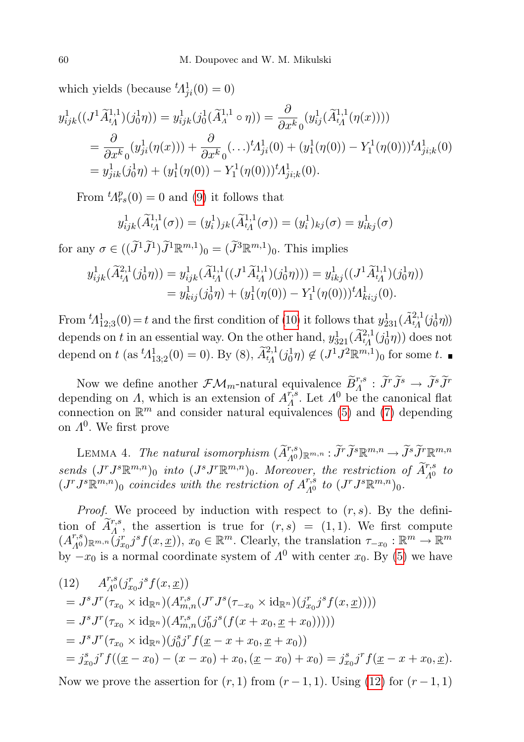which yields (because ${}^t\Lambda^1_{ji}(0) = 0$)

$$
\begin{aligned}
y^1_{ijk}((J^1\widetilde{A}^{1,1}_{{}^t\Lambda})(j^1_0\eta)) &= y^1_{ijk}(j^1_0(\widetilde{A}^{1,1}_{\Lambda}\circ\eta)) = \frac{\partial}{\partial x^k}_0(y^1_{ij}(\widetilde{A}^{1,1}_{{}^t\Lambda}(\eta(x))))\\
&= \frac{\partial}{\partial x^k}_0(y^1_{ji}(\eta(x))) + \frac{\partial}{\partial x^k}_0(\ldots){}^t\Lambda^1_{ji}(0) + (y^1_1(\eta(0)) - Y^1_1(\eta(0))){}^t\Lambda^1_{ji;k}(0)\\
&= y^1_{jik}(j^1_0\eta) + (y^1_1(\eta(0)) - Y^1_1(\eta(0))){}^t\Lambda^1_{ji;k}(0).
\end{aligned}
$$

From ${}^t\Lambda^p_{rs}(0) = 0$ and (9) it follows that

$$
y^1_{ijk}(\widetilde{A}^{1,1}_{{}^t\Lambda}(\sigma)) = (y^1_i)_{jk}(\widetilde{A}^{1,1}_{{}^t\Lambda}(\sigma)) = (y^1_i)_{kj}(\sigma) = y^1_{ikj}(\sigma)
$$

for any $\sigma \in ((\widetilde{J}^1\widetilde{J}^1)\widetilde{J}^1\mathbb{R}^{m,1})_0 = (\widetilde{J}^3\mathbb{R}^{m,1})_0$. This implies

$$
\begin{aligned}
y^1_{ijk}(\widetilde{A}^{2,1}_{{}^t\Lambda}(j^1_0\eta)) &= y^1_{ijk}(\widetilde{A}^{1,1}_{{}^t\Lambda}((J^1\widetilde{A}^{1,1}_{{}^t\Lambda})(j^1_0\eta))) = y^1_{ikj}((J^1\widetilde{A}^{1,1}_{{}^t\Lambda})(j^1_0\eta))\\
&= y^1_{kij}(j^1_0\eta) + (y^1_1(\eta(0)) - Y^1_1(\eta(0))){}^t\Lambda^1_{ki;j}(0).
\end{aligned}
$$

From ${}^t\Lambda^1_{12;3}(0) = t$ and the first condition of (10) it follows that $y^1_{231}(\widetilde{A}^{2,1}_{{}^t\Lambda}(j^1_0\eta))$ depends on $t$ in an essential way. On the other hand, $y^1_{321}(\widetilde{A}^{2,1}_{{}^t\Lambda}(j^1_0\eta))$ does not depend on $t$ (as ${}^t\Lambda^1_{13;2}(0) = 0$). By (8), $\widetilde{A}^{2,1}_{{}^t\Lambda}(j^1_0\eta) \notin (J^1J^2\mathbb{R}^{m,1})_0$ for some $t$. ∎

Now we define another $\mathcal{FM}_m$-natural equivalence $\widetilde{B}^{r,s}_{\Lambda} : \widetilde{J}^r\widetilde{J}^s \to \widetilde{J}^s\widetilde{J}^r$ depending on $\Lambda$, which is an extension of $A^{r,s}_{\Lambda}$. Let $\Lambda^0$ be the canonical flat connection on $\mathbb{R}^m$ and consider natural equivalences (5) and (7) depending on $\Lambda^0$. We first prove

Lemma 4. *The natural isomorphism $(\widetilde{A}^{r,s}_{\Lambda^0})_{\mathbb{R}^{m,n}} : \widetilde{J}^r\widetilde{J}^s\mathbb{R}^{m,n} \to \widetilde{J}^s\widetilde{J}^r\mathbb{R}^{m,n}$ sends $(J^rJ^s\mathbb{R}^{m,n})_0$ into $(J^sJ^r\mathbb{R}^{m,n})_0$. Moreover, the restriction of $\widetilde{A}^{r,s}_{\Lambda^0}$ to $(J^rJ^s\mathbb{R}^{m,n})_0$ coincides with the restriction of $A^{r,s}_{\Lambda^0}$ to $(J^rJ^s\mathbb{R}^{m,n})_0$.*

*Proof.* We proceed by induction with respect to $(r,s)$. By the definition of $\widetilde{A}^{r,s}_{\Lambda}$, the assertion is true for $(r,s) = (1,1)$. We first compute $(A^{r,s}_{\Lambda^0})_{\mathbb{R}^{m,n}}(j^r_{x_0}j^sf(x,\underline{x}))$, $x_0 \in \mathbb{R}^m$. Clearly, the translation $\tau_{-x_0} : \mathbb{R}^m \to \mathbb{R}^m$ by $-x_0$ is a normal coordinate system of $\Lambda^0$ with center $x_0$. By (5) we have

$$
\begin{aligned}
(12)\quad & A^{r,s}_{\Lambda^0}(j^r_{x_0}j^sf(x,\underline{x}))\\
&= J^sJ^r(\tau_{x_0}\times\mathrm{id}_{\mathbb{R}^n})(A^{r,s}_{m,n}(J^rJ^s(\tau_{-x_0}\times\mathrm{id}_{\mathbb{R}^n})(j^r_{x_0}j^sf(x,\underline{x}))))\\
&= J^sJ^r(\tau_{x_0}\times\mathrm{id}_{\mathbb{R}^n})(A^{r,s}_{m,n}(j^r_0j^s(f(x+x_0,\underline{x}+x_0))))\\
&= J^sJ^r(\tau_{x_0}\times\mathrm{id}_{\mathbb{R}^n})(j^s_0j^rf(\underline{x}-x+x_0,\underline{x}+x_0))\\
&= j^s_{x_0}j^rf((\underline{x}-x_0)-(x-x_0)+x_0,(\underline{x}-x_0)+x_0) = j^s_{x_0}j^rf(\underline{x}-x+x_0,\underline{x}).
\end{aligned}
$$

Now we prove the assertion for $(r,1)$ from $(r-1,1)$. Using (12) for $(r-1,1)$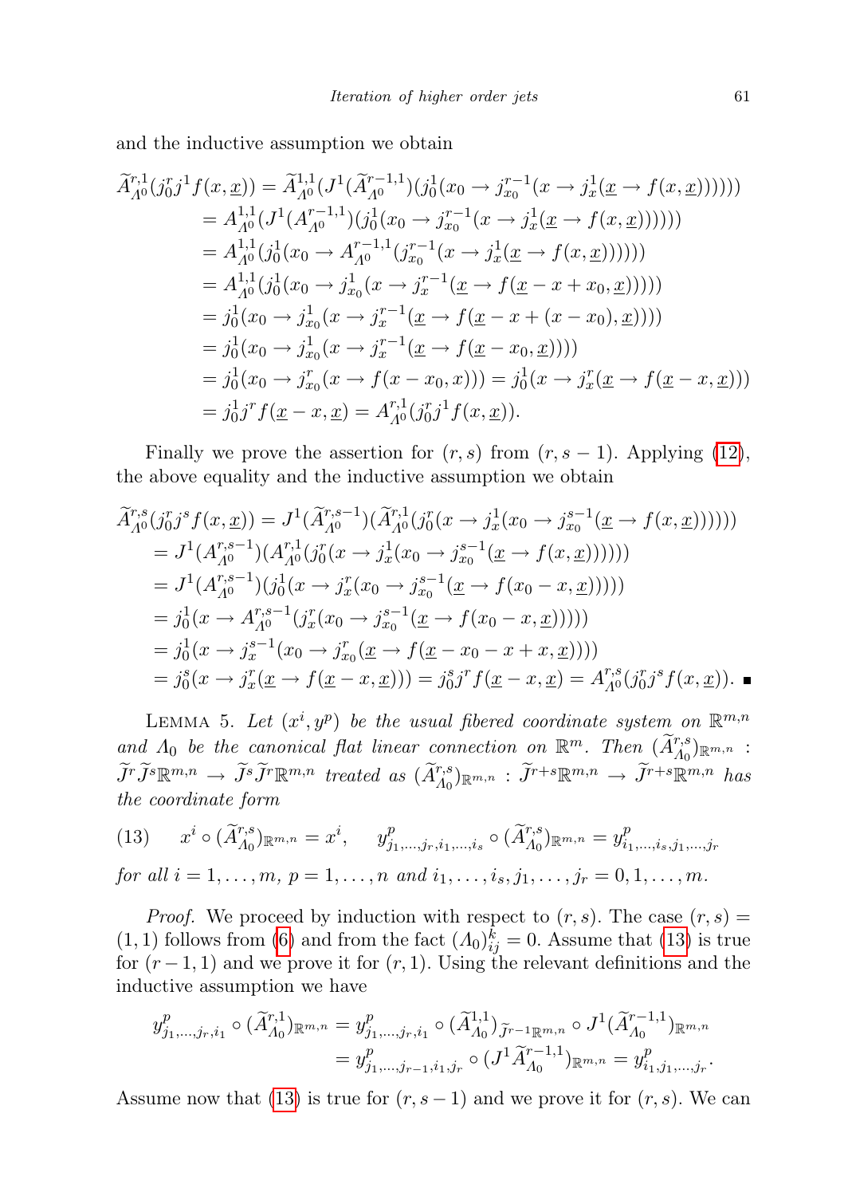and the inductive assumption we obtain

$$
\begin{aligned}
\widetilde{A}^{r,1}_{\Lambda^0}(j^r_0 j^1 f(x,\underline{x})) &= \widetilde{A}^{1,1}_{\Lambda^0}(J^1(\widetilde{A}^{r-1,1}_{\Lambda^0})(j^1_0(x_0 \to j^{r-1}_{x_0}(x \to j^1_x(\underline{x} \to f(x,\underline{x})))))) \\
&= A^{1,1}_{\Lambda^0}(J^1(A^{r-1,1}_{\Lambda^0})(j^1_0(x_0 \to j^{r-1}_{x_0}(x \to j^1_x(\underline{x} \to f(x,\underline{x})))))) \\
&= A^{1,1}_{\Lambda^0}(j^1_0(x_0 \to A^{r-1,1}_{\Lambda^0}(j^{r-1}_{x_0}(x \to j^1_x(\underline{x} \to f(x,\underline{x})))))) \\
&= A^{1,1}_{\Lambda^0}(j^1_0(x_0 \to j^1_{x_0}(x \to j^{r-1}_x(\underline{x} \to f(\underline{x} - x + x_0, \underline{x}))))) \\
&= j^1_0(x_0 \to j^1_{x_0}(x \to j^{r-1}_x(\underline{x} \to f(\underline{x} - x + (x - x_0), \underline{x})))) \\
&= j^1_0(x_0 \to j^1_{x_0}(x \to j^{r-1}_x(\underline{x} \to f(\underline{x} - x_0, \underline{x})))) \\
&= j^1_0(x_0 \to j^r_{x_0}(x \to f(x - x_0, x))) = j^1_0(x \to j^r_x(\underline{x} \to f(\underline{x} - x, \underline{x}))) \\
&= j^1_0 j^r f(\underline{x} - x, \underline{x}) = A^{r,1}_{\Lambda^0}(j^r_0 j^1 f(x,\underline{x})).
\end{aligned}
$$

Finally we prove the assertion for $(r,s)$ from $(r,s-1)$. Applying (12), the above equality and the inductive assumption we obtain

$$
\begin{aligned}
\widetilde{A}^{r,s}_{\Lambda^0}(j^r_0 j^s f(x,\underline{x})) &= J^1(\widetilde{A}^{r,s-1}_{\Lambda^0})(\widetilde{A}^{r,1}_{\Lambda^0}(j^r_0(x \to j^1_x(x_0 \to j^{s-1}_{x_0}(\underline{x} \to f(x,\underline{x})))))) \\
&= J^1(A^{r,s-1}_{\Lambda^0})(A^{r,1}_{\Lambda^0}(j^r_0(x \to j^1_x(x_0 \to j^{s-1}_{x_0}(\underline{x} \to f(x,\underline{x})))))) \\
&= J^1(A^{r,s-1}_{\Lambda^0})(j^1_0(x \to j^r_x(x_0 \to j^{s-1}_{x_0}(\underline{x} \to f(x_0 - x, \underline{x}))))) \\
&= j^1_0(x \to A^{r,s-1}_{\Lambda^0}(j^r_x(x_0 \to j^{s-1}_{x_0}(\underline{x} \to f(x_0 - x, \underline{x}))))) \\
&= j^1_0(x \to j^{s-1}_x(x_0 \to j^r_{x_0}(\underline{x} \to f(\underline{x} - x_0 - x + x, \underline{x})))) \\
&= j^s_0(x \to j^r_x(\underline{x} \to f(\underline{x} - x, \underline{x}))) = j^s_0 j^r f(\underline{x} - x, \underline{x}) = A^{r,s}_{\Lambda^0}(j^r_0 j^s f(x,\underline{x})). \quad \blacksquare
\end{aligned}
$$

LEMMA 5. *Let $(x^i, y^p)$ be the usual fibered coordinate system on $\mathbb{R}^{m,n}$ and $\Lambda_0$ be the canonical flat linear connection on $\mathbb{R}^m$. Then $(\widetilde{A}^{r,s}_{\Lambda_0})_{\mathbb{R}^{m,n}} : \widetilde{J}^r \widetilde{J}^s \mathbb{R}^{m,n} \to \widetilde{J}^s \widetilde{J}^r \mathbb{R}^{m,n}$ treated as $(\widetilde{A}^{r,s}_{\Lambda_0})_{\mathbb{R}^{m,n}} : \widetilde{J}^{r+s}\mathbb{R}^{m,n} \to \widetilde{J}^{r+s}\mathbb{R}^{m,n}$ has the coordinate form*

$$
(13) \qquad x^i \circ (\widetilde{A}^{r,s}_{\Lambda_0})_{\mathbb{R}^{m,n}} = x^i, \qquad y^p_{j_1,\dots,j_r,i_1,\dots,i_s} \circ (\widetilde{A}^{r,s}_{\Lambda_0})_{\mathbb{R}^{m,n}} = y^p_{i_1,\dots,i_s,j_1,\dots,j_r}
$$

*for all $i = 1,\dots,m$, $p = 1,\dots,n$ and $i_1,\dots,i_s,j_1,\dots,j_r = 0,1,\dots,m$.*

*Proof.* We proceed by induction with respect to $(r,s)$. The case $(r,s) = (1,1)$ follows from (6) and from the fact $(\Lambda_0)^k_{ij} = 0$. Assume that (13) is true for $(r-1,1)$ and we prove it for $(r,1)$. Using the relevant definitions and the inductive assumption we have

$$
\begin{aligned}
y^p_{j_1,\dots,j_r,i_1} \circ (\widetilde{A}^{r,1}_{\Lambda_0})_{\mathbb{R}^{m,n}} &= y^p_{j_1,\dots,j_r,i_1} \circ (\widetilde{A}^{1,1}_{\Lambda_0})_{\widetilde{J}^{r-1}\mathbb{R}^{m,n}} \circ J^1(\widetilde{A}^{r-1,1}_{\Lambda_0})_{\mathbb{R}^{m,n}} \\
&= y^p_{j_1,\dots,j_{r-1},i_1,j_r} \circ (J^1 \widetilde{A}^{r-1,1}_{\Lambda_0})_{\mathbb{R}^{m,n}} = y^p_{i_1,j_1,\dots,j_r}.
\end{aligned}
$$

Assume now that (13) is true for $(r,s-1)$ and we prove it for $(r,s)$. We can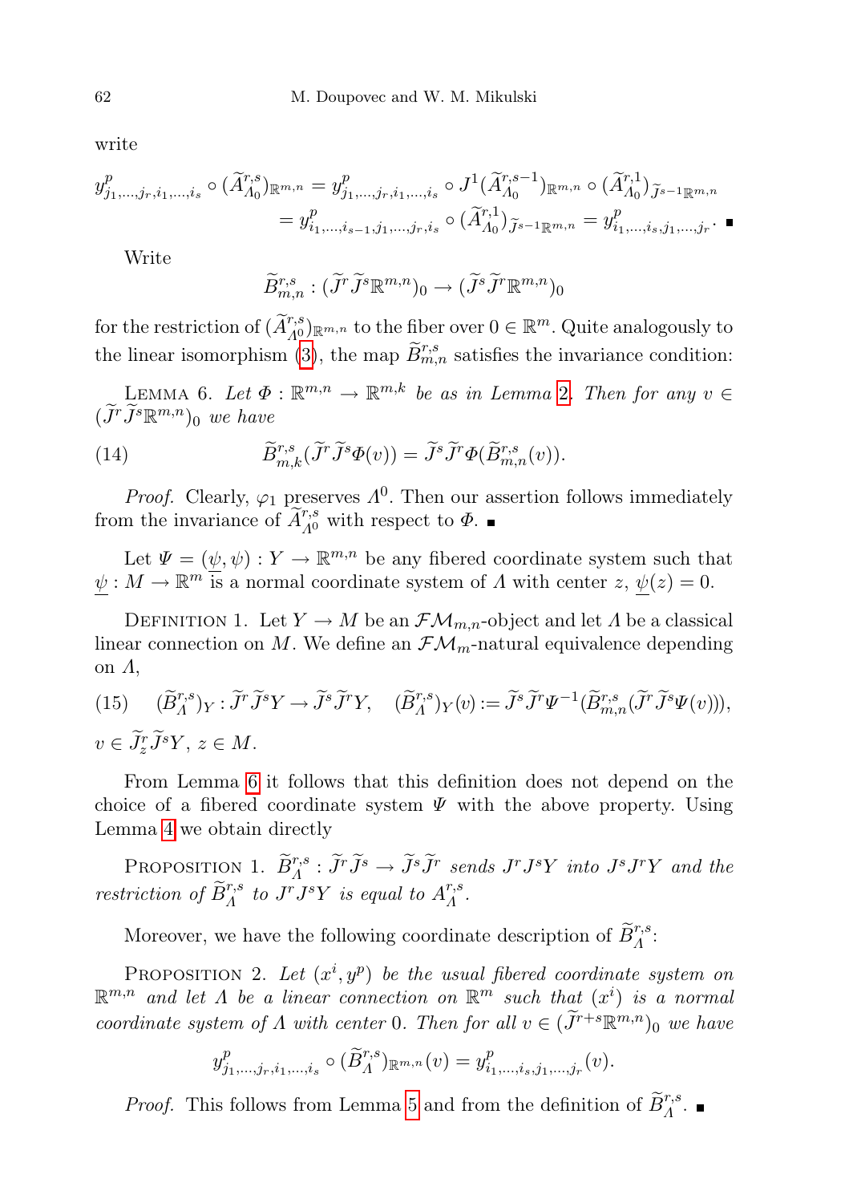write

$$y^p_{j_1,\dots,j_r,i_1,\dots,i_s} \circ (\widetilde{A}^{r,s}_{\Lambda_0})_{\mathbb{R}^{m,n}} = y^p_{j_1,\dots,j_r,i_1,\dots,i_s} \circ J^1(\widetilde{A}^{r,s-1}_{\Lambda_0})_{\mathbb{R}^{m,n}} \circ (\widetilde{A}^{r,1}_{\Lambda_0})_{\widetilde{J}^{s-1}\mathbb{R}^{m,n}}$$
$$= y^p_{i_1,\dots,i_{s-1},j_1,\dots,j_r,i_s} \circ (\widetilde{A}^{r,1}_{\Lambda_0})_{\widetilde{J}^{s-1}\mathbb{R}^{m,n}} = y^p_{i_1,\dots,i_s,j_1,\dots,j_r}. \ \blacksquare$$

Write

$$\widetilde{B}^{r,s}_{m,n} : (\widetilde{J}^r\widetilde{J}^s\mathbb{R}^{m,n})_0 \to (\widetilde{J}^s\widetilde{J}^r\mathbb{R}^{m,n})_0$$

for the restriction of $(\widetilde{A}^{r,s}_{\Lambda^0})_{\mathbb{R}^{m,n}}$ to the fiber over $0 \in \mathbb{R}^m$. Quite analogously to the linear isomorphism (3), the map $\widetilde{B}^{r,s}_{m,n}$ satisfies the invariance condition:

Lemma 6. *Let $\Phi : \mathbb{R}^{m,n} \to \mathbb{R}^{m,k}$ be as in Lemma 2. Then for any $v \in (\widetilde{J}^r\widetilde{J}^s\mathbb{R}^{m,n})_0$ we have*

$$\widetilde{B}^{r,s}_{m,k}(\widetilde{J}^r\widetilde{J}^s\Phi(v)) = \widetilde{J}^s\widetilde{J}^r\Phi(\widetilde{B}^{r,s}_{m,n}(v)). \tag{14}$$

*Proof.* Clearly, $\varphi_1$ preserves $\Lambda^0$. Then our assertion follows immediately from the invariance of $\widetilde{A}^{r,s}_{\Lambda^0}$ with respect to $\Phi$. $\blacksquare$

Let $\Psi = (\underline{\psi}, \psi) : Y \to \mathbb{R}^{m,n}$ be any fibered coordinate system such that $\underline{\psi} : M \to \mathbb{R}^m$ is a normal coordinate system of $\Lambda$ with center $z$, $\underline{\psi}(z) = 0$.

Definition 1. Let $Y \to M$ be an $\mathcal{FM}_{m,n}$-object and let $\Lambda$ be a classical linear connection on $M$. We define an $\mathcal{FM}_m$-natural equivalence depending on $\Lambda$,

$$(\widetilde{B}^{r,s}_\Lambda)_Y : \widetilde{J}^r\widetilde{J}^sY \to \widetilde{J}^s\widetilde{J}^rY, \quad (\widetilde{B}^{r,s}_\Lambda)_Y(v) := \widetilde{J}^s\widetilde{J}^r\Psi^{-1}(\widetilde{B}^{r,s}_{m,n}(\widetilde{J}^r\widetilde{J}^s\Psi(v))), \tag{15}$$

$v \in \widetilde{J}^r_z\widetilde{J}^sY$, $z \in M$.

From Lemma 6 it follows that this definition does not depend on the choice of a fibered coordinate system $\Psi$ with the above property. Using Lemma 4 we obtain directly

Proposition 1. *$\widetilde{B}^{r,s}_\Lambda : \widetilde{J}^r\widetilde{J}^s \to \widetilde{J}^s\widetilde{J}^r$ sends $J^rJ^sY$ into $J^sJ^rY$ and the restriction of $\widetilde{B}^{r,s}_\Lambda$ to $J^rJ^sY$ is equal to $A^{r,s}_\Lambda$.*

Moreover, we have the following coordinate description of $\widetilde{B}^{r,s}_\Lambda$:

Proposition 2. *Let $(x^i, y^p)$ be the usual fibered coordinate system on $\mathbb{R}^{m,n}$ and let $\Lambda$ be a linear connection on $\mathbb{R}^m$ such that $(x^i)$ is a normal coordinate system of $\Lambda$ with center $0$. Then for all $v \in (\widetilde{J}^{r+s}\mathbb{R}^{m,n})_0$ we have*

$$y^p_{j_1,\dots,j_r,i_1,\dots,i_s} \circ (\widetilde{B}^{r,s}_\Lambda)_{\mathbb{R}^{m,n}}(v) = y^p_{i_1,\dots,i_s,j_1,\dots,j_r}(v).$$

*Proof.* This follows from Lemma 5 and from the definition of $\widetilde{B}^{r,s}_\Lambda$. $\blacksquare$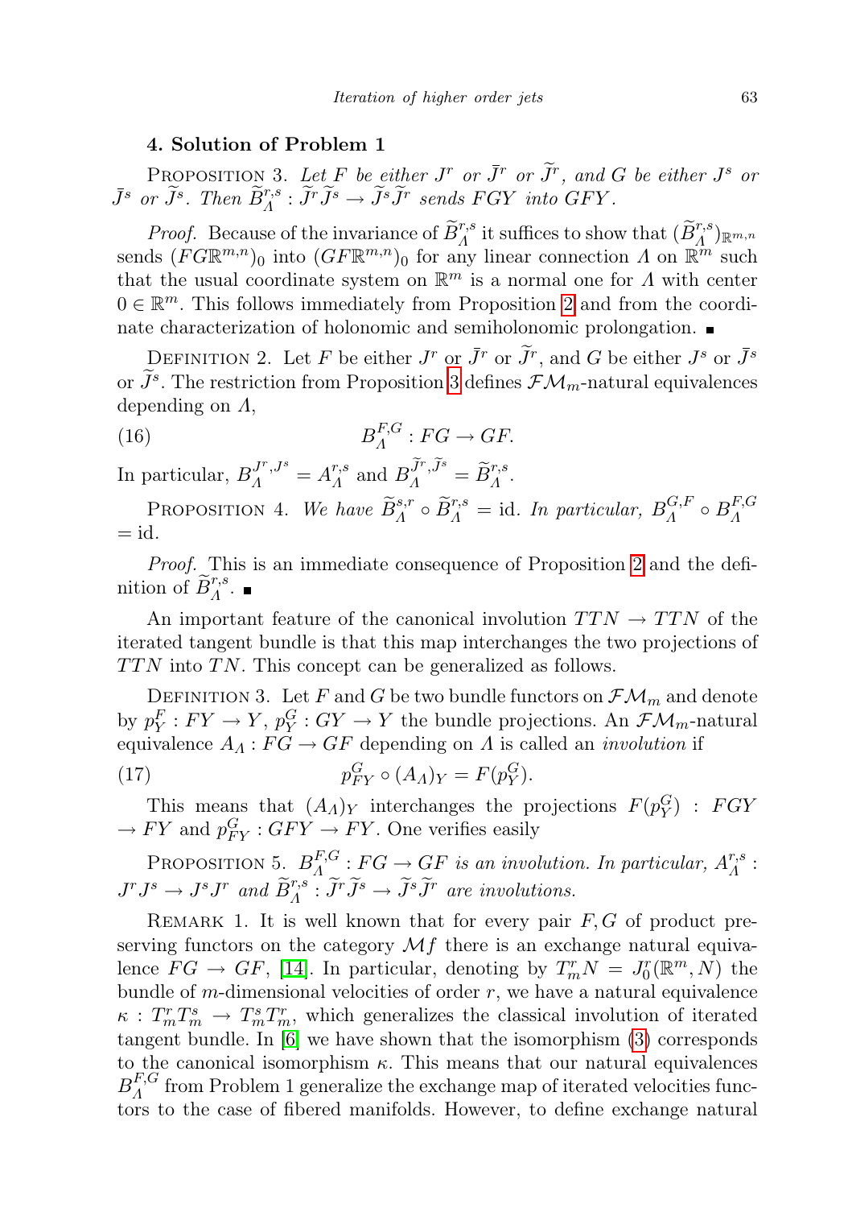## 4. Solution of Problem 1

PROPOSITION 3. *Let $F$ be either $J^r$ or $\bar{J}^r$ or $\widetilde{J}^r$, and $G$ be either $J^s$ or $\bar{J}^s$ or $\widetilde{J}^s$. Then $\widetilde{B}^{r,s}_\Lambda : \widetilde{J}^r\widetilde{J}^s \to \widetilde{J}^s\widetilde{J}^r$ sends $FGY$ into $GFY$.*

*Proof.* Because of the invariance of $\widetilde{B}^{r,s}_\Lambda$ it suffices to show that $(\widetilde{B}^{r,s}_\Lambda)_{\mathbb{R}^{m,n}}$ sends $(FG\mathbb{R}^{m,n})_0$ into $(GF\mathbb{R}^{m,n})_0$ for any linear connection $\Lambda$ on $\mathbb{R}^m$ such that the usual coordinate system on $\mathbb{R}^m$ is a normal one for $\Lambda$ with center $0 \in \mathbb{R}^m$. This follows immediately from Proposition 2 and from the coordinate characterization of holonomic and semiholonomic prolongation. ∎

DEFINITION 2. Let $F$ be either $J^r$ or $\bar{J}^r$ or $\widetilde{J}^r$, and $G$ be either $J^s$ or $\bar{J}^s$ or $\widetilde{J}^s$. The restriction from Proposition 3 defines $\mathcal{FM}_m$-natural equivalences depending on $\Lambda$,

$$B^{F,G}_\Lambda : FG \to GF. \tag{16}$$

In particular, $B^{J^r,J^s}_\Lambda = A^{r,s}_\Lambda$ and $B^{\widetilde{J}^r,\widetilde{J}^s}_\Lambda = \widetilde{B}^{r,s}_\Lambda$.

PROPOSITION 4. *We have $\widetilde{B}^{s,r}_\Lambda \circ \widetilde{B}^{r,s}_\Lambda = \mathrm{id}$. In particular, $B^{G,F}_\Lambda \circ B^{F,G}_\Lambda = \mathrm{id}$.*

*Proof.* This is an immediate consequence of Proposition 2 and the definition of $\widetilde{B}^{r,s}_\Lambda$. ∎

An important feature of the canonical involution $TTN \to TTN$ of the iterated tangent bundle is that this map interchanges the two projections of $TTN$ into $TN$. This concept can be generalized as follows.

DEFINITION 3. Let $F$ and $G$ be two bundle functors on $\mathcal{FM}_m$ and denote by $p^F_Y : FY \to Y$, $p^G_Y : GY \to Y$ the bundle projections. An $\mathcal{FM}_m$-natural equivalence $A_\Lambda : FG \to GF$ depending on $\Lambda$ is called an *involution* if

$$p^G_{FY} \circ (A_\Lambda)_Y = F(p^G_Y). \tag{17}$$

This means that $(A_\Lambda)_Y$ interchanges the projections $F(p^G_Y) : FGY \to FY$ and $p^G_{FY} : GFY \to FY$. One verifies easily

PROPOSITION 5. *$B^{F,G}_\Lambda : FG \to GF$ is an involution. In particular, $A^{r,s}_\Lambda : J^rJ^s \to J^sJ^r$ and $\widetilde{B}^{r,s}_\Lambda : \widetilde{J}^r\widetilde{J}^s \to \widetilde{J}^s\widetilde{J}^r$ are involutions.*

REMARK 1. It is well known that for every pair $F, G$ of product preserving functors on the category $\mathcal{M}f$ there is an exchange natural equivalence $FG \to GF$, [14]. In particular, denoting by $T^r_mN = J^r_0(\mathbb{R}^m, N)$ the bundle of $m$-dimensional velocities of order $r$, we have a natural equivalence $\kappa : T^r_mT^s_m \to T^s_mT^r_m$, which generalizes the classical involution of iterated tangent bundle. In [6] we have shown that the isomorphism (3) corresponds to the canonical isomorphism $\kappa$. This means that our natural equivalences $B^{F,G}_\Lambda$ from Problem 1 generalize the exchange map of iterated velocities functors to the case of fibered manifolds. However, to define exchange natural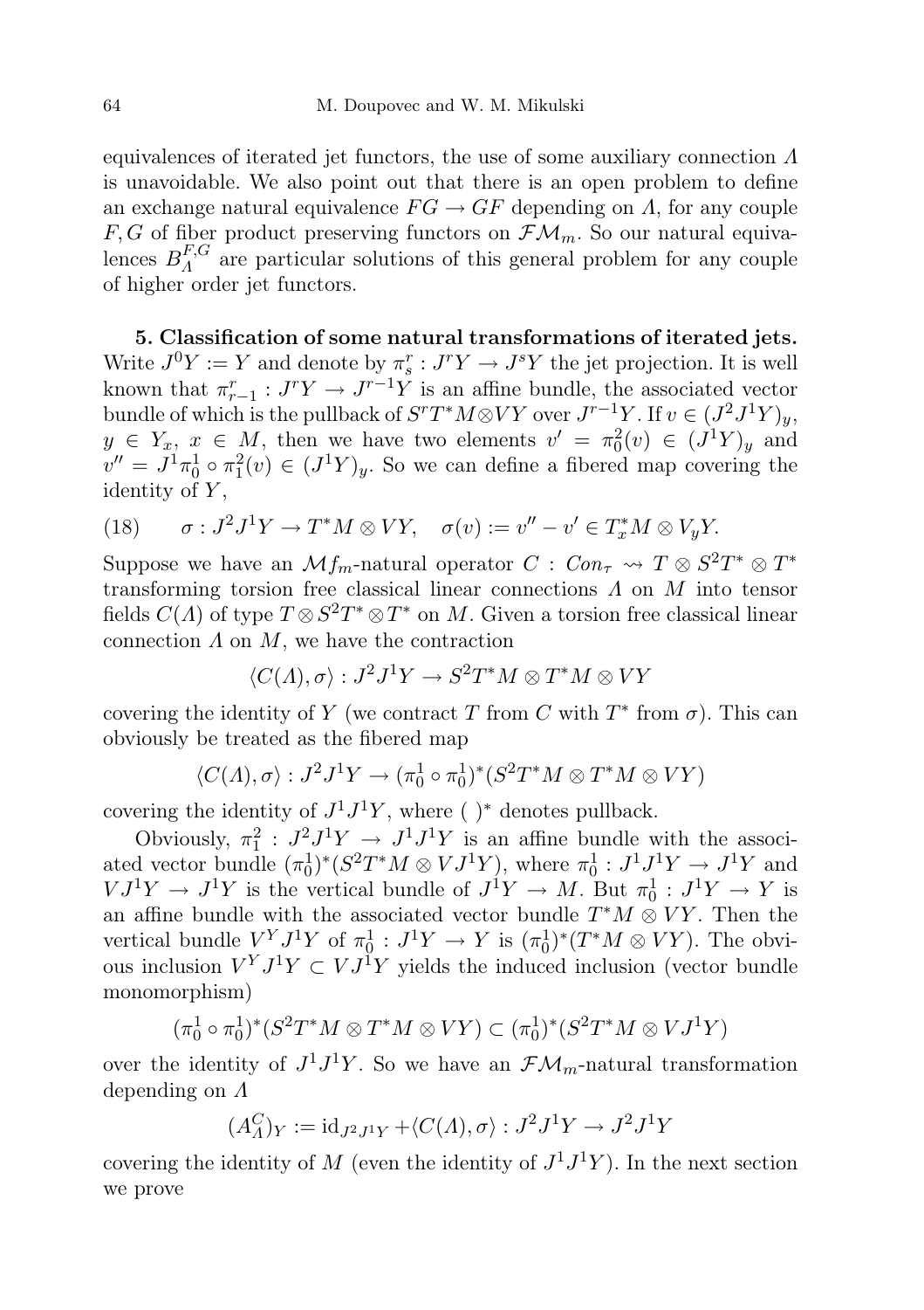equivalences of iterated jet functors, the use of some auxiliary connection $\Lambda$ is unavoidable. We also point out that there is an open problem to define an exchange natural equivalence $FG \to GF$ depending on $\Lambda$, for any couple $F, G$ of fiber product preserving functors on $\mathcal{FM}_m$. So our natural equivalences $B_\Lambda^{F,G}$ are particular solutions of this general problem for any couple of higher order jet functors.

**5. Classification of some natural transformations of iterated jets.** Write $J^0Y := Y$ and denote by $\pi^r_s : J^rY \to J^sY$ the jet projection. It is well known that $\pi^r_{r-1} : J^rY \to J^{r-1}Y$ is an affine bundle, the associated vector bundle of which is the pullback of $S^rT^*M \otimes VY$ over $J^{r-1}Y$. If $v \in (J^2J^1Y)_y$, $y \in Y_x$, $x \in M$, then we have two elements $v' = \pi^2_0(v) \in (J^1Y)_y$ and $v'' = J^1\pi^1_0 \circ \pi^2_1(v) \in (J^1Y)_y$. So we can define a fibered map covering the identity of $Y$,

$$\sigma : J^2J^1Y \to T^*M \otimes VY, \quad \sigma(v) := v'' - v' \in T^*_xM \otimes V_yY. \tag{18}$$

Suppose we have an $\mathcal{M}f_m$-natural operator $C : Con_\tau \rightsquigarrow T \otimes S^2T^* \otimes T^*$ transforming torsion free classical linear connections $\Lambda$ on $M$ into tensor fields $C(\Lambda)$ of type $T \otimes S^2T^* \otimes T^*$ on $M$. Given a torsion free classical linear connection $\Lambda$ on $M$, we have the contraction

$$\langle C(\Lambda), \sigma\rangle : J^2J^1Y \to S^2T^*M \otimes T^*M \otimes VY$$

covering the identity of $Y$ (we contract $T$ from $C$ with $T^*$ from $\sigma$). This can obviously be treated as the fibered map

$$\langle C(\Lambda), \sigma\rangle : J^2J^1Y \to (\pi^1_0 \circ \pi^1_0)^*(S^2T^*M \otimes T^*M \otimes VY)$$

covering the identity of $J^1J^1Y$, where $(\ )^*$ denotes pullback.

Obviously, $\pi^2_1 : J^2J^1Y \to J^1J^1Y$ is an affine bundle with the associated vector bundle $(\pi^1_0)^*(S^2T^*M \otimes VJ^1Y)$, where $\pi^1_0 : J^1J^1Y \to J^1Y$ and $VJ^1Y \to J^1Y$ is the vertical bundle of $J^1Y \to M$. But $\pi^1_0 : J^1Y \to Y$ is an affine bundle with the associated vector bundle $T^*M \otimes VY$. Then the vertical bundle $V^YJ^1Y$ of $\pi^1_0 : J^1Y \to Y$ is $(\pi^1_0)^*(T^*M \otimes VY)$. The obvious inclusion $V^YJ^1Y \subset VJ^1Y$ yields the induced inclusion (vector bundle monomorphism)

$$(\pi^1_0 \circ \pi^1_0)^*(S^2T^*M \otimes T^*M \otimes VY) \subset (\pi^1_0)^*(S^2T^*M \otimes VJ^1Y)$$

over the identity of $J^1J^1Y$. So we have an $\mathcal{FM}_m$-natural transformation depending on $\Lambda$

$$(A^C_\Lambda)_Y := \mathrm{id}_{J^2J^1Y} + \langle C(\Lambda), \sigma\rangle : J^2J^1Y \to J^2J^1Y$$

covering the identity of $M$ (even the identity of $J^1J^1Y$). In the next section we prove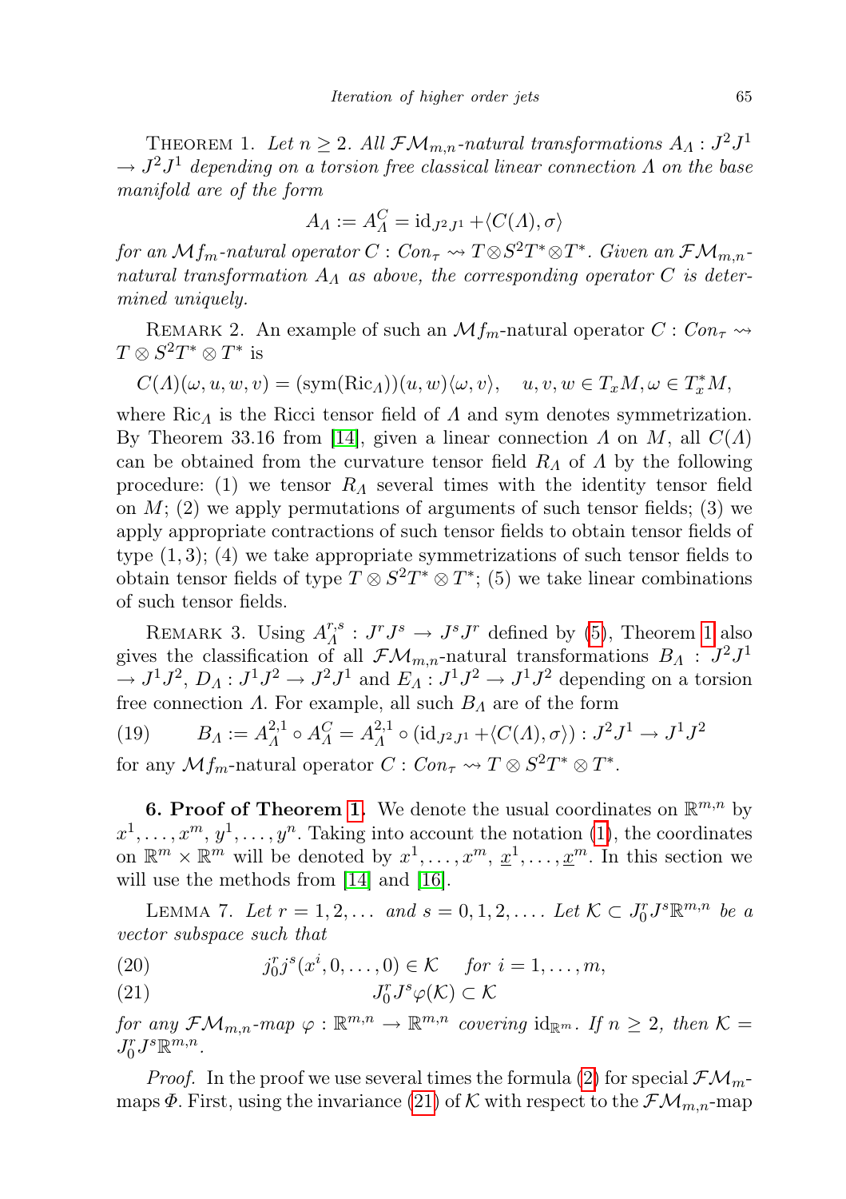THEOREM 1. *Let $n \geq 2$. All $\mathcal{FM}_{m,n}$-natural transformations $A_\Lambda : J^2 J^1 \to J^2 J^1$ depending on a torsion free classical linear connection $\Lambda$ on the base manifold are of the form*

$$A_\Lambda := A^C_\Lambda = \mathrm{id}_{J^2 J^1} + \langle C(\Lambda), \sigma\rangle$$

*for an $\mathcal{M}f_m$-natural operator $C : Con_\tau \rightsquigarrow T \otimes S^2 T^* \otimes T^*$. Given an $\mathcal{FM}_{m,n}$-natural transformation $A_\Lambda$ as above, the corresponding operator $C$ is determined uniquely.*

REMARK 2. An example of such an $\mathcal{M}f_m$-natural operator $C : Con_\tau \rightsquigarrow T \otimes S^2 T^* \otimes T^*$ is

$$C(\Lambda)(\omega, u, w, v) = (\mathrm{sym}(\mathrm{Ric}_\Lambda))(u, w)\langle \omega, v\rangle, \quad u, v, w \in T_x M, \omega \in T^*_x M,$$

where $\mathrm{Ric}_\Lambda$ is the Ricci tensor field of $\Lambda$ and sym denotes symmetrization. By Theorem 33.16 from [14], given a linear connection $\Lambda$ on $M$, all $C(\Lambda)$ can be obtained from the curvature tensor field $R_\Lambda$ of $\Lambda$ by the following procedure: (1) we tensor $R_\Lambda$ several times with the identity tensor field on $M$; (2) we apply permutations of arguments of such tensor fields; (3) we apply appropriate contractions of such tensor fields to obtain tensor fields of type $(1, 3)$; (4) we take appropriate symmetrizations of such tensor fields to obtain tensor fields of type $T \otimes S^2 T^* \otimes T^*$; (5) we take linear combinations of such tensor fields.

REMARK 3. Using $A^{r,s}_\Lambda : J^r J^s \to J^s J^r$ defined by (5), Theorem 1 also gives the classification of all $\mathcal{FM}_{m,n}$-natural transformations $B_\Lambda : J^2 J^1 \to J^1 J^2$, $D_\Lambda : J^1 J^2 \to J^2 J^1$ and $E_\Lambda : J^1 J^2 \to J^1 J^2$ depending on a torsion free connection $\Lambda$. For example, all such $B_\Lambda$ are of the form

$$B_\Lambda := A^{2,1}_\Lambda \circ A^C_\Lambda = A^{2,1}_\Lambda \circ (\mathrm{id}_{J^2 J^1} + \langle C(\Lambda), \sigma\rangle) : J^2 J^1 \to J^1 J^2 \tag{19}$$

for any $\mathcal{M}f_m$-natural operator $C : Con_\tau \rightsquigarrow T \otimes S^2 T^* \otimes T^*$.

**6. Proof of Theorem 1.** We denote the usual coordinates on $\mathbb{R}^{m,n}$ by $x^1, \dots, x^m, y^1, \dots, y^n$. Taking into account the notation (1), the coordinates on $\mathbb{R}^m \times \mathbb{R}^m$ will be denoted by $x^1, \dots, x^m, \underline{x}^1, \dots, \underline{x}^m$. In this section we will use the methods from [14] and [16].

LEMMA 7. *Let $r = 1, 2, \dots$ and $s = 0, 1, 2, \dots$. Let $\mathcal{K} \subset J^r_0 J^s \mathbb{R}^{m,n}$ be a vector subspace such that*

$$j^r_0 j^s (x^i, 0, \dots, 0) \in \mathcal{K} \quad \textit{for } i = 1, \dots, m, \tag{20}$$

$$J^r_0 J^s \varphi(\mathcal{K}) \subset \mathcal{K} \tag{21}$$

*for any $\mathcal{FM}_{m,n}$-map $\varphi : \mathbb{R}^{m,n} \to \mathbb{R}^{m,n}$ covering $\mathrm{id}_{\mathbb{R}^m}$. If $n \geq 2$, then $\mathcal{K} = J^r_0 J^s \mathbb{R}^{m,n}$.*

*Proof.* In the proof we use several times the formula (2) for special $\mathcal{FM}_m$-maps $\Phi$. First, using the invariance (21) of $\mathcal{K}$ with respect to the $\mathcal{FM}_{m,n}$-map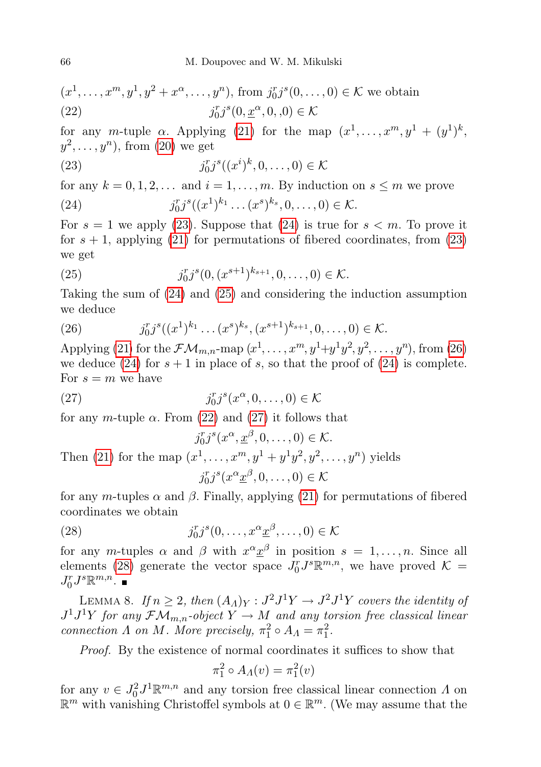$(x^1,\dots,x^m,y^1,y^2+x^\alpha,\dots,y^n)$, from $j^r_0 j^s(0,\dots,0)\in\mathcal{K}$ we obtain

$$j^r_0 j^s(0,\underline{x}^\alpha,0,,0)\in\mathcal{K} \tag{22}$$

for any $m$-tuple $\alpha$. Applying (21) for the map $(x^1,\dots,x^m,y^1+(y^1)^k, y^2,\dots,y^n)$, from (20) we get

$$j^r_0 j^s((x^i)^k,0,\dots,0)\in\mathcal{K} \tag{23}$$

for any $k=0,1,2,\dots$ and $i=1,\dots,m$. By induction on $s\le m$ we prove

$$j^r_0 j^s((x^1)^{k_1}\dots(x^s)^{k_s},0,\dots,0)\in\mathcal{K}. \tag{24}$$

For $s=1$ we apply (23). Suppose that (24) is true for $s<m$. To prove it for $s+1$, applying (21) for permutations of fibered coordinates, from (23) we get

$$j^r_0 j^s(0,(x^{s+1})^{k_{s+1}},0,\dots,0)\in\mathcal{K}. \tag{25}$$

Taking the sum of (24) and (25) and considering the induction assumption we deduce

$$j^r_0 j^s((x^1)^{k_1}\dots(x^s)^{k_s},(x^{s+1})^{k_{s+1}},0,\dots,0)\in\mathcal{K}. \tag{26}$$

Applying (21) for the $\mathcal{FM}_{m,n}$-map $(x^1,\dots,x^m,y^1+y^1y^2,y^2,\dots,y^n)$, from (26) we deduce (24) for $s+1$ in place of $s$, so that the proof of (24) is complete. For $s=m$ we have

$$j^r_0 j^s(x^\alpha,0,\dots,0)\in\mathcal{K} \tag{27}$$

for any $m$-tuple $\alpha$. From (22) and (27) it follows that

$$j^r_0 j^s(x^\alpha,\underline{x}^\beta,0,\dots,0)\in\mathcal{K}.$$

Then (21) for the map $(x^1,\dots,x^m,y^1+y^1y^2,y^2,\dots,y^n)$ yields

$$j^r_0 j^s(x^\alpha\underline{x}^\beta,0,\dots,0)\in\mathcal{K}$$

for any $m$-tuples $\alpha$ and $\beta$. Finally, applying (21) for permutations of fibered coordinates we obtain

$$j^r_0 j^s(0,\dots,x^\alpha\underline{x}^\beta,\dots,0)\in\mathcal{K} \tag{28}$$

for any $m$-tuples $\alpha$ and $\beta$ with $x^\alpha\underline{x}^\beta$ in position $s=1,\dots,n$. Since all elements (28) generate the vector space $J^r_0J^s\mathbb{R}^{m,n}$, we have proved $\mathcal{K}=J^r_0J^s\mathbb{R}^{m,n}$. ∎

LEMMA 8. *If $n\ge 2$, then $(A_\Lambda)_Y : J^2J^1Y\to J^2J^1Y$ covers the identity of $J^1J^1Y$ for any $\mathcal{FM}_{m,n}$-object $Y\to M$ and any torsion free classical linear connection $\Lambda$ on $M$. More precisely, $\pi^2_1\circ A_\Lambda=\pi^2_1$.*

*Proof.* By the existence of normal coordinates it suffices to show that

$$\pi^2_1\circ A_\Lambda(v)=\pi^2_1(v)$$

for any $v\in J^2_0J^1\mathbb{R}^{m,n}$ and any torsion free classical linear connection $\Lambda$ on $\mathbb{R}^m$ with vanishing Christoffel symbols at $0\in\mathbb{R}^m$. (We may assume that the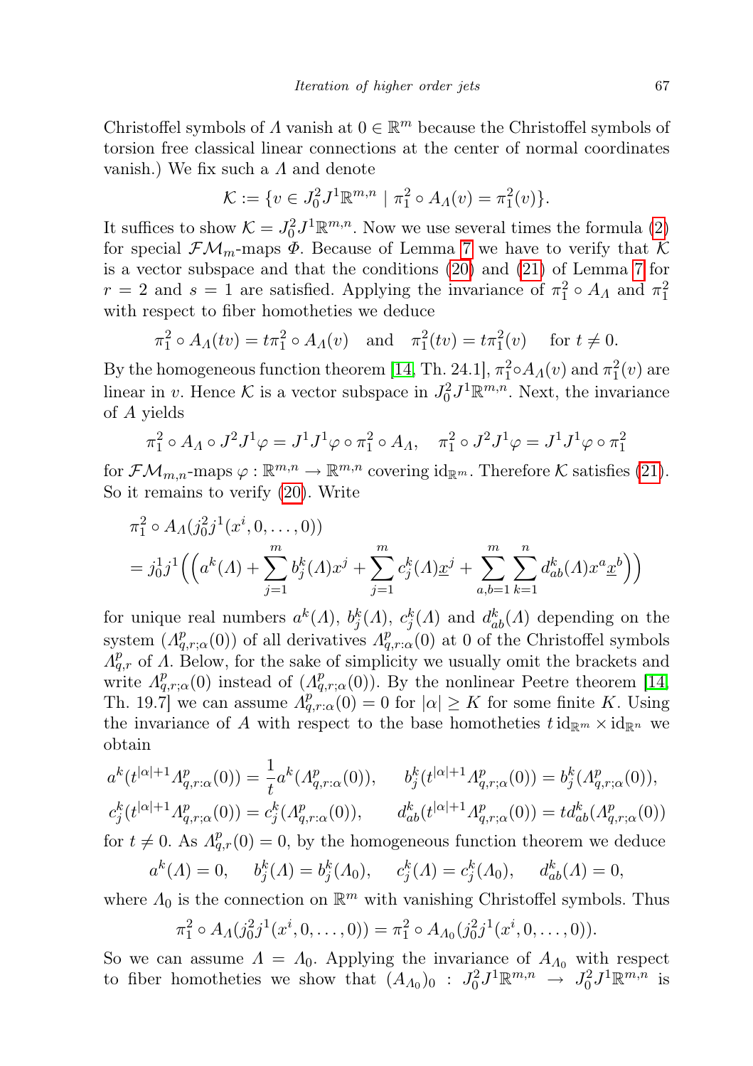Christoffel symbols of $\Lambda$ vanish at $0 \in \mathbb{R}^m$ because the Christoffel symbols of torsion free classical linear connections at the center of normal coordinates vanish.) We fix such a $\Lambda$ and denote

$$\mathcal{K} := \{v \in J^2_0 J^1 \mathbb{R}^{m,n} \mid \pi^2_1 \circ A_\Lambda(v) = \pi^2_1(v)\}.$$

It suffices to show $\mathcal{K} = J^2_0 J^1 \mathbb{R}^{m,n}$. Now we use several times the formula (2) for special $\mathcal{FM}_m$-maps $\Phi$. Because of Lemma 7 we have to verify that $\mathcal{K}$ is a vector subspace and that the conditions (20) and (21) of Lemma 7 for $r = 2$ and $s = 1$ are satisfied. Applying the invariance of $\pi^2_1 \circ A_\Lambda$ and $\pi^2_1$ with respect to fiber homotheties we deduce

$$\pi^2_1 \circ A_\Lambda(tv) = t\pi^2_1 \circ A_\Lambda(v) \quad \text{and} \quad \pi^2_1(tv) = t\pi^2_1(v) \quad \text{for } t \neq 0.$$

By the homogeneous function theorem [14, Th. 24.1], $\pi^2_1 \circ A_\Lambda(v)$ and $\pi^2_1(v)$ are linear in $v$. Hence $\mathcal{K}$ is a vector subspace in $J^2_0 J^1 \mathbb{R}^{m,n}$. Next, the invariance of $A$ yields

$$\pi^2_1 \circ A_\Lambda \circ J^2 J^1 \varphi = J^1 J^1 \varphi \circ \pi^2_1 \circ A_\Lambda, \quad \pi^2_1 \circ J^2 J^1 \varphi = J^1 J^1 \varphi \circ \pi^2_1$$

for $\mathcal{FM}_{m,n}$-maps $\varphi : \mathbb{R}^{m,n} \to \mathbb{R}^{m,n}$ covering $\mathrm{id}_{\mathbb{R}^m}$. Therefore $\mathcal{K}$ satisfies (21). So it remains to verify (20). Write

$$\begin{aligned}
&\pi^2_1 \circ A_\Lambda(j^2_0 j^1(x^i, 0, \dots, 0)) \\
&= j^1_0 j^1 \Big( \Big( a^k(\Lambda) + \sum_{j=1}^m b^k_j(\Lambda) x^j + \sum_{j=1}^m c^k_j(\Lambda) \underline{x}^j + \sum_{a,b=1}^m \sum_{k=1}^n d^k_{ab}(\Lambda) x^a \underline{x}^b \Big) \Big)
\end{aligned}$$

for unique real numbers $a^k(\Lambda)$, $b^k_j(\Lambda)$, $c^k_j(\Lambda)$ and $d^k_{ab}(\Lambda)$ depending on the system $(\Lambda^p_{q,r;\alpha}(0))$ of all derivatives $\Lambda^p_{q,r:\alpha}(0)$ at 0 of the Christoffel symbols $\Lambda^p_{q,r}$ of $\Lambda$. Below, for the sake of simplicity we usually omit the brackets and write $\Lambda^p_{q,r;\alpha}(0)$ instead of $(\Lambda^p_{q,r;\alpha}(0))$. By the nonlinear Peetre theorem [14, Th. 19.7] we can assume $\Lambda^p_{q,r:\alpha}(0) = 0$ for $|\alpha| \geq K$ for some finite $K$. Using the invariance of $A$ with respect to the base homotheties $t\,\mathrm{id}_{\mathbb{R}^m} \times \mathrm{id}_{\mathbb{R}^n}$ we obtain

$$\begin{aligned}
a^k(t^{|\alpha|+1}\Lambda^p_{q,r:\alpha}(0)) &= \frac{1}{t} a^k(\Lambda^p_{q,r:\alpha}(0)), & b^k_j(t^{|\alpha|+1}\Lambda^p_{q,r:\alpha}(0)) &= b^k_j(\Lambda^p_{q,r;\alpha}(0)), \\
c^k_j(t^{|\alpha|+1}\Lambda^p_{q,r:\alpha}(0)) &= c^k_j(\Lambda^p_{q,r:\alpha}(0)), & d^k_{ab}(t^{|\alpha|+1}\Lambda^p_{q,r:\alpha}(0)) &= t d^k_{ab}(\Lambda^p_{q,r;\alpha}(0))
\end{aligned}$$

for $t \neq 0$. As $\Lambda^p_{q,r}(0) = 0$, by the homogeneous function theorem we deduce

$$a^k(\Lambda) = 0, \quad b^k_j(\Lambda) = b^k_j(\Lambda_0), \quad c^k_j(\Lambda) = c^k_j(\Lambda_0), \quad d^k_{ab}(\Lambda) = 0,$$

where $\Lambda_0$ is the connection on $\mathbb{R}^m$ with vanishing Christoffel symbols. Thus

$$\pi^2_1 \circ A_\Lambda(j^2_0 j^1(x^i, 0, \dots, 0)) = \pi^2_1 \circ A_{\Lambda_0}(j^2_0 j^1(x^i, 0, \dots, 0)).$$

So we can assume $\Lambda = \Lambda_0$. Applying the invariance of $A_{\Lambda_0}$ with respect to fiber homotheties we show that $(A_{\Lambda_0})_0 : J^2_0 J^1 \mathbb{R}^{m,n} \to J^2_0 J^1 \mathbb{R}^{m,n}$ is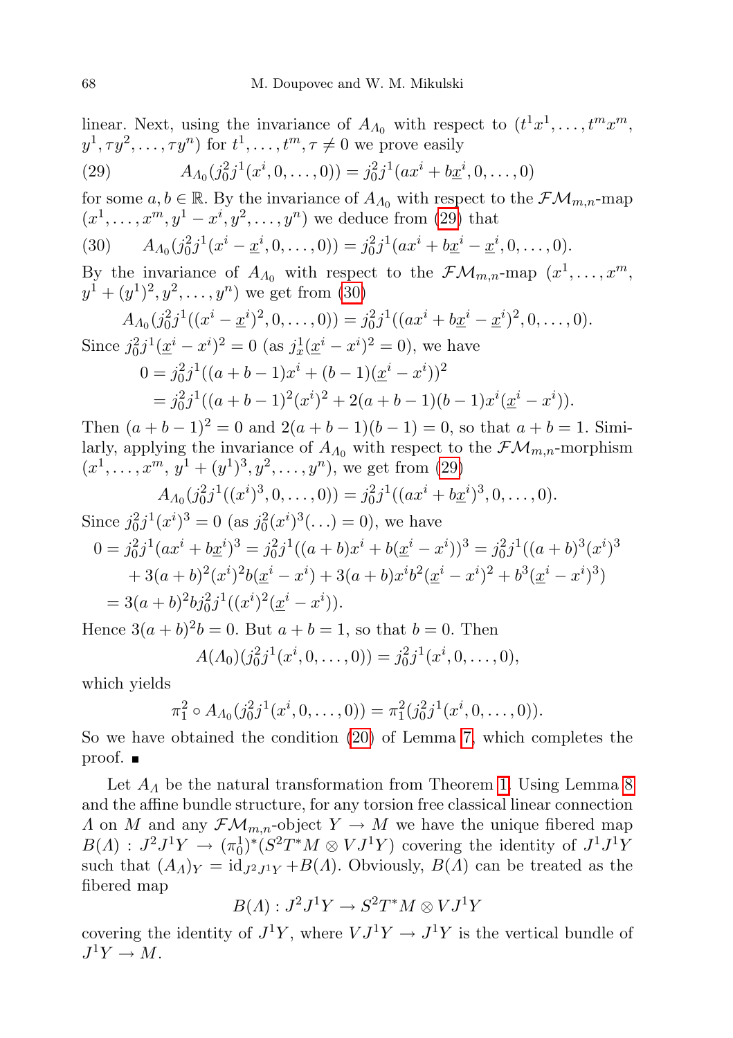linear. Next, using the invariance of $A_{\Lambda_0}$ with respect to $(t^1x^1,\dots,t^mx^m, y^1,\tau y^2,\dots,\tau y^n)$ for $t^1,\dots,t^m,\tau\neq 0$ we prove easily

$$A_{\Lambda_0}(j^2_0j^1(x^i,0,\dots,0)) = j^2_0j^1(ax^i+b\underline{x}^i,0,\dots,0) \tag{29}$$

for some $a,b\in\mathbb{R}$. By the invariance of $A_{\Lambda_0}$ with respect to the $\mathcal{FM}_{m,n}$-map $(x^1,\dots,x^m,y^1-x^i,y^2,\dots,y^n)$ we deduce from (29) that

$$A_{\Lambda_0}(j^2_0j^1(x^i-\underline{x}^i,0,\dots,0)) = j^2_0j^1(ax^i+b\underline{x}^i-\underline{x}^i,0,\dots,0). \tag{30}$$

By the invariance of $A_{\Lambda_0}$ with respect to the $\mathcal{FM}_{m,n}$-map $(x^1,\dots,x^m, y^1+(y^1)^2,y^2,\dots,y^n)$ we get from (30)

$$A_{\Lambda_0}(j^2_0j^1((x^i-\underline{x}^i)^2,0,\dots,0)) = j^2_0j^1((ax^i+b\underline{x}^i-\underline{x}^i)^2,0,\dots,0).$$

Since $j^2_0j^1(\underline{x}^i-x^i)^2=0$ (as $j^1_x(\underline{x}^i-x^i)^2=0$), we have

$$\begin{aligned}0 &= j^2_0j^1((a+b-1)x^i+(b-1)(\underline{x}^i-x^i))^2\\ &= j^2_0j^1((a+b-1)^2(x^i)^2+2(a+b-1)(b-1)x^i(\underline{x}^i-x^i)).\end{aligned}$$

Then $(a+b-1)^2=0$ and $2(a+b-1)(b-1)=0$, so that $a+b=1$. Similarly, applying the invariance of $A_{\Lambda_0}$ with respect to the $\mathcal{FM}_{m,n}$-morphism $(x^1,\dots,x^m,\, y^1+(y^1)^3,y^2,\dots,y^n)$, we get from (29)

$$A_{\Lambda_0}(j^2_0j^1((x^i)^3,0,\dots,0)) = j^2_0j^1((ax^i+b\underline{x}^i)^3,0,\dots,0).$$

Since $j^2_0j^1(x^i)^3=0$ (as $j^2_0(x^i)^3(\dots)=0$), we have

$$\begin{aligned}0 &= j^2_0j^1(ax^i+b\underline{x}^i)^3 = j^2_0j^1((a+b)x^i+b(\underline{x}^i-x^i))^3 = j^2_0j^1((a+b)^3(x^i)^3\\ &\quad + 3(a+b)^2(x^i)^2b(\underline{x}^i-x^i)+3(a+b)x^ib^2(\underline{x}^i-x^i)^2+b^3(\underline{x}^i-x^i)^3)\\ &= 3(a+b)^2bj^2_0j^1((x^i)^2(\underline{x}^i-x^i)).\end{aligned}$$

Hence $3(a+b)^2b=0$. But $a+b=1$, so that $b=0$. Then

$$A(\Lambda_0)(j^2_0j^1(x^i,0,\dots,0)) = j^2_0j^1(x^i,0,\dots,0),$$

which yields

$$\pi^2_1\circ A_{\Lambda_0}(j^2_0j^1(x^i,0,\dots,0)) = \pi^2_1(j^2_0j^1(x^i,0,\dots,0)).$$

So we have obtained the condition (20) of Lemma 7, which completes the proof. ∎

Let $A_\Lambda$ be the natural transformation from Theorem 1. Using Lemma 8 and the affine bundle structure, for any torsion free classical linear connection $\Lambda$ on $M$ and any $\mathcal{FM}_{m,n}$-object $Y\to M$ we have the unique fibered map $B(\Lambda): J^2J^1Y\to(\pi^1_0)^*(S^2T^*M\otimes VJ^1Y)$ covering the identity of $J^1J^1Y$ such that $(A_\Lambda)_Y=\mathrm{id}_{J^2J^1Y}+B(\Lambda)$. Obviously, $B(\Lambda)$ can be treated as the fibered map

$$B(\Lambda): J^2J^1Y\to S^2T^*M\otimes VJ^1Y$$

covering the identity of $J^1Y$, where $VJ^1Y\to J^1Y$ is the vertical bundle of $J^1Y\to M$.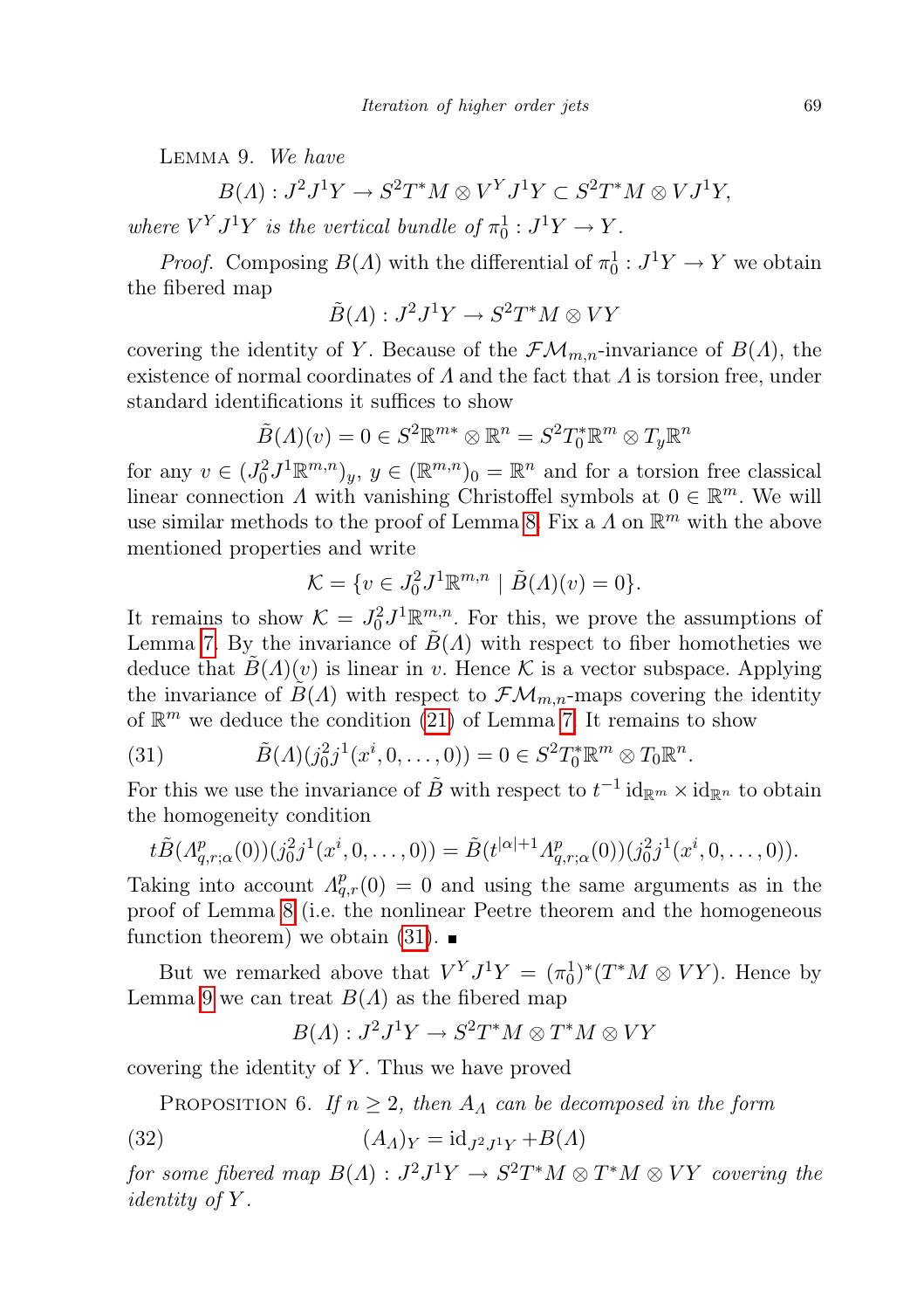LEMMA 9. *We have*

$$B(\Lambda) : J^2J^1Y \to S^2T^*M \otimes V^YJ^1Y \subset S^2T^*M \otimes VJ^1Y,$$

*where $V^YJ^1Y$ is the vertical bundle of $\pi^1_0 : J^1Y \to Y$.*

*Proof.* Composing $B(\Lambda)$ with the differential of $\pi^1_0 : J^1Y \to Y$ we obtain the fibered map

$$\tilde{B}(\Lambda) : J^2J^1Y \to S^2T^*M \otimes VY$$

covering the identity of $Y$. Because of the $\mathcal{FM}_{m,n}$-invariance of $B(\Lambda)$, the existence of normal coordinates of $\Lambda$ and the fact that $\Lambda$ is torsion free, under standard identifications it suffices to show

$$\tilde{B}(\Lambda)(v) = 0 \in S^2\mathbb{R}^{m*} \otimes \mathbb{R}^n = S^2T^*_0\mathbb{R}^m \otimes T_y\mathbb{R}^n$$

for any $v \in (J^2_0J^1\mathbb{R}^{m,n})_y$, $y \in (\mathbb{R}^{m,n})_0 = \mathbb{R}^n$ and for a torsion free classical linear connection $\Lambda$ with vanishing Christoffel symbols at $0 \in \mathbb{R}^m$. We will use similar methods to the proof of Lemma 8. Fix a $\Lambda$ on $\mathbb{R}^m$ with the above mentioned properties and write

$$\mathcal{K} = \{v \in J^2_0J^1\mathbb{R}^{m,n} \mid \tilde{B}(\Lambda)(v) = 0\}.$$

It remains to show $\mathcal{K} = J^2_0J^1\mathbb{R}^{m,n}$. For this, we prove the assumptions of Lemma 7. By the invariance of $\tilde{B}(\Lambda)$ with respect to fiber homotheties we deduce that $\tilde{B}(\Lambda)(v)$ is linear in $v$. Hence $\mathcal{K}$ is a vector subspace. Applying the invariance of $\tilde{B}(\Lambda)$ with respect to $\mathcal{FM}_{m,n}$-maps covering the identity of $\mathbb{R}^m$ we deduce the condition (21) of Lemma 7. It remains to show

$$\tilde{B}(\Lambda)(j^2_0j^1(x^i, 0, \ldots, 0)) = 0 \in S^2T^*_0\mathbb{R}^m \otimes T_0\mathbb{R}^n. \tag{31}$$

For this we use the invariance of $\tilde{B}$ with respect to $t^{-1}\,\mathrm{id}_{\mathbb{R}^m} \times \mathrm{id}_{\mathbb{R}^n}$ to obtain the homogeneity condition

$$t\tilde{B}(\Lambda^p_{q,r;\alpha}(0))(j^2_0j^1(x^i, 0, \ldots, 0)) = \tilde{B}(t^{|\alpha|+1}\Lambda^p_{q,r;\alpha}(0))(j^2_0j^1(x^i, 0, \ldots, 0)).$$

Taking into account $\Lambda^p_{q,r}(0) = 0$ and using the same arguments as in the proof of Lemma 8 (i.e. the nonlinear Peetre theorem and the homogeneous function theorem) we obtain (31). ∎

But we remarked above that $V^YJ^1Y = (\pi^1_0)^*(T^*M \otimes VY)$. Hence by Lemma 9 we can treat $B(\Lambda)$ as the fibered map

$$B(\Lambda) : J^2J^1Y \to S^2T^*M \otimes T^*M \otimes VY$$

covering the identity of $Y$. Thus we have proved

PROPOSITION 6. *If $n \geq 2$, then $A_\Lambda$ can be decomposed in the form*

$$(A_\Lambda)_Y = \mathrm{id}_{J^2J^1Y} + B(\Lambda) \tag{32}$$

*for some fibered map $B(\Lambda) : J^2J^1Y \to S^2T^*M \otimes T^*M \otimes VY$ covering the identity of $Y$.*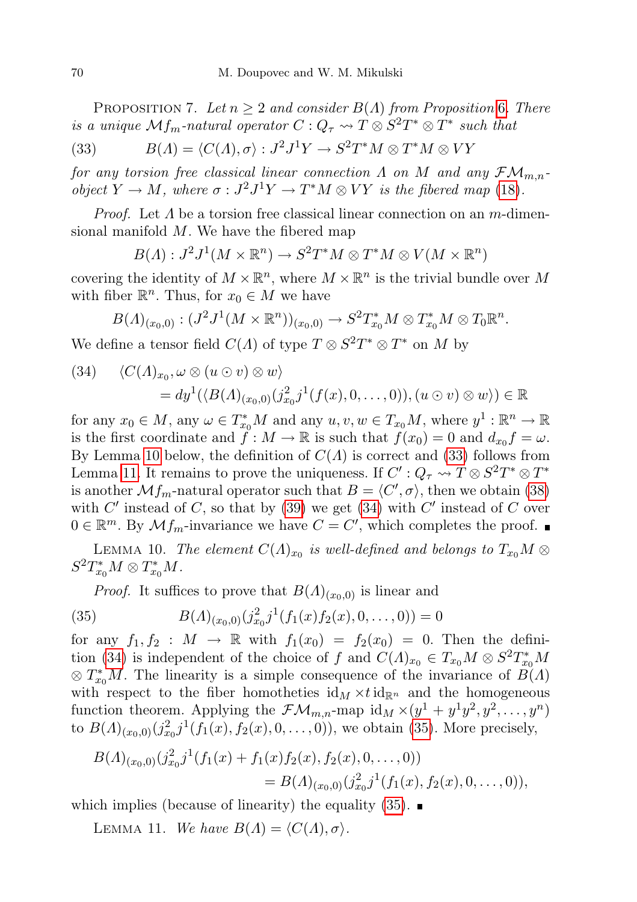Proposition 7. *Let $n \geq 2$ and consider $B(\Lambda)$ from Proposition 6. There is a unique $\mathcal{M}f_m$-natural operator $C : Q_\tau \rightsquigarrow T \otimes S^2T^* \otimes T^*$ such that*

$$B(\Lambda) = \langle C(\Lambda), \sigma\rangle : J^2J^1Y \to S^2T^*M \otimes T^*M \otimes VY \tag{33}$$

*for any torsion free classical linear connection $\Lambda$ on $M$ and any $\mathcal{FM}_{m,n}$-object $Y \to M$, where $\sigma : J^2J^1Y \to T^*M \otimes VY$ is the fibered map (18).*

*Proof.* Let $\Lambda$ be a torsion free classical linear connection on an $m$-dimensional manifold $M$. We have the fibered map

$$B(\Lambda) : J^2J^1(M \times \mathbb{R}^n) \to S^2T^*M \otimes T^*M \otimes V(M \times \mathbb{R}^n)$$

covering the identity of $M \times \mathbb{R}^n$, where $M \times \mathbb{R}^n$ is the trivial bundle over $M$ with fiber $\mathbb{R}^n$. Thus, for $x_0 \in M$ we have

$$B(\Lambda)_{(x_0,0)} : (J^2J^1(M \times \mathbb{R}^n))_{(x_0,0)} \to S^2T^*_{x_0}M \otimes T^*_{x_0}M \otimes T_0\mathbb{R}^n.$$

We define a tensor field $C(\Lambda)$ of type $T \otimes S^2T^* \otimes T^*$ on $M$ by

$$\begin{aligned}\langle C(\Lambda)_{x_0}, \omega \otimes (u \odot v) \otimes w\rangle \\ = dy^1(\langle B(\Lambda)_{(x_0,0)}(j^2_{x_0}j^1(f(x), 0, \ldots, 0)), (u \odot v) \otimes w\rangle) \in \mathbb{R}\end{aligned} \tag{34}$$

for any $x_0 \in M$, any $\omega \in T^*_{x_0}M$ and any $u, v, w \in T_{x_0}M$, where $y^1 : \mathbb{R}^n \to \mathbb{R}$ is the first coordinate and $f : M \to \mathbb{R}$ is such that $f(x_0) = 0$ and $d_{x_0}f = \omega$. By Lemma 10 below, the definition of $C(\Lambda)$ is correct and (33) follows from Lemma 11. It remains to prove the uniqueness. If $C' : Q_\tau \rightsquigarrow T \otimes S^2T^* \otimes T^*$ is another $\mathcal{M}f_m$-natural operator such that $B = \langle C', \sigma\rangle$, then we obtain (38) with $C'$ instead of $C$, so that by (39) we get (34) with $C'$ instead of $C$ over $0 \in \mathbb{R}^m$. By $\mathcal{M}f_m$-invariance we have $C = C'$, which completes the proof. ∎

Lemma 10. *The element $C(\Lambda)_{x_0}$ is well-defined and belongs to $T_{x_0}M \otimes S^2T^*_{x_0}M \otimes T^*_{x_0}M$.*

*Proof.* It suffices to prove that $B(\Lambda)_{(x_0,0)}$ is linear and

$$B(\Lambda)_{(x_0,0)}(j^2_{x_0}j^1(f_1(x)f_2(x), 0, \ldots, 0)) = 0 \tag{35}$$

for any $f_1, f_2 : M \to \mathbb{R}$ with $f_1(x_0) = f_2(x_0) = 0$. Then the definition (34) is independent of the choice of $f$ and $C(\Lambda)_{x_0} \in T_{x_0}M \otimes S^2T^*_{x_0}M \otimes T^*_{x_0}M$. The linearity is a simple consequence of the invariance of $B(\Lambda)$ with respect to the fiber homotheties $\mathrm{id}_M \times t\,\mathrm{id}_{\mathbb{R}^n}$ and the homogeneous function theorem. Applying the $\mathcal{FM}_{m,n}$-map $\mathrm{id}_M \times (y^1 + y^1y^2, y^2, \ldots, y^n)$ to $B(\Lambda)_{(x_0,0)}(j^2_{x_0}j^1(f_1(x), f_2(x), 0, \ldots, 0))$, we obtain (35). More precisely,

$$\begin{aligned}B(\Lambda)_{(x_0,0)}(j^2_{x_0}j^1(f_1(x) + f_1(x)f_2(x), f_2(x), 0, \ldots, 0)) \\ = B(\Lambda)_{(x_0,0)}(j^2_{x_0}j^1(f_1(x), f_2(x), 0, \ldots, 0)),\end{aligned}$$

which implies (because of linearity) the equality (35). ∎

Lemma 11. *We have $B(\Lambda) = \langle C(\Lambda), \sigma\rangle$.*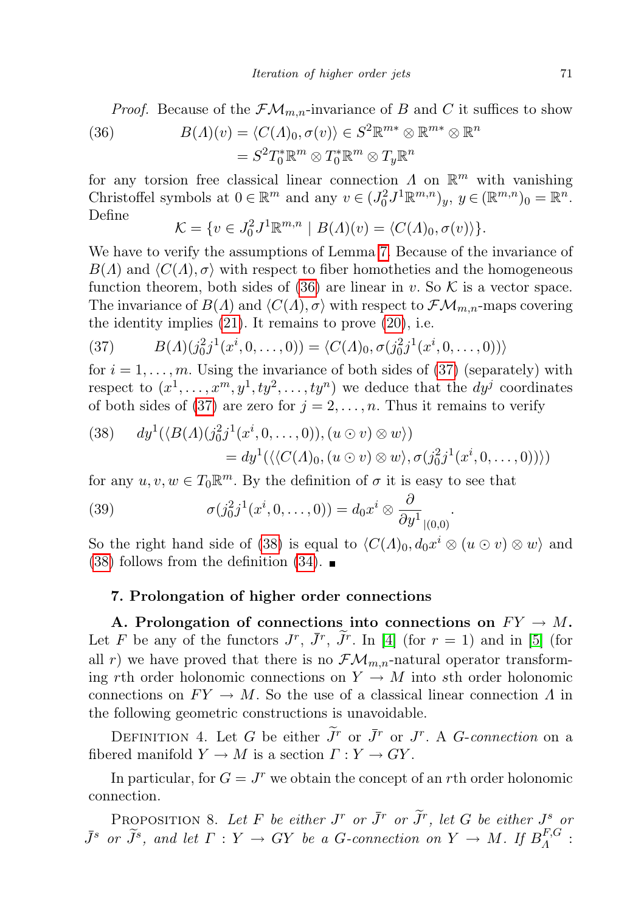*Proof.* Because of the $\mathcal{FM}_{m,n}$-invariance of $B$ and $C$ it suffices to show

$$
\begin{aligned}
(36)\qquad B(\Lambda)(v) = \langle C(\Lambda)_0, \sigma(v)\rangle &\in S^2\mathbb{R}^{m*}\otimes\mathbb{R}^{m*}\otimes\mathbb{R}^n\\
&= S^2T_0^*\mathbb{R}^m\otimes T_0^*\mathbb{R}^m\otimes T_y\mathbb{R}^n
\end{aligned}
$$

for any torsion free classical linear connection $\Lambda$ on $\mathbb{R}^m$ with vanishing Christoffel symbols at $0\in\mathbb{R}^m$ and any $v\in(J^2_0J^1\mathbb{R}^{m,n})_y$, $y\in(\mathbb{R}^{m,n})_0=\mathbb{R}^n$. Define

$$
\mathcal{K}=\{v\in J^2_0J^1\mathbb{R}^{m,n}\mid B(\Lambda)(v)=\langle C(\Lambda)_0,\sigma(v)\rangle\}.
$$

We have to verify the assumptions of Lemma 7. Because of the invariance of $B(\Lambda)$ and $\langle C(\Lambda),\sigma\rangle$ with respect to fiber homotheties and the homogeneous function theorem, both sides of (36) are linear in $v$. So $\mathcal{K}$ is a vector space. The invariance of $B(\Lambda)$ and $\langle C(\Lambda),\sigma\rangle$ with respect to $\mathcal{FM}_{m,n}$-maps covering the identity implies (21). It remains to prove (20), i.e.

$$
(37)\qquad B(\Lambda)(j^2_0j^1(x^i,0,\dots,0))=\langle C(\Lambda)_0,\sigma(j^2_0j^1(x^i,0,\dots,0))\rangle
$$

for $i=1,\dots,m$. Using the invariance of both sides of (37) (separately) with respect to $(x^1,\dots,x^m,y^1,ty^2,\dots,ty^n)$ we deduce that the $dy^j$ coordinates of both sides of (37) are zero for $j=2,\dots,n$. Thus it remains to verify

$$
\begin{aligned}
(38)\qquad dy^1(\langle B(\Lambda)(j^2_0j^1(x^i,0,\dots,0)),(u\odot v)\otimes w\rangle)&\\
=dy^1(\langle\langle C(\Lambda)_0,(u\odot v)\otimes w\rangle,\sigma(j^2_0j^1(x^i,0,\dots,0))\rangle)&
\end{aligned}
$$

for any $u,v,w\in T_0\mathbb{R}^m$. By the definition of $\sigma$ it is easy to see that

$$
(39)\qquad \sigma(j^2_0j^1(x^i,0,\dots,0))=d_0x^i\otimes\frac{\partial}{\partial y^1}_{|(0,0)}.
$$

So the right hand side of (38) is equal to $\langle C(\Lambda)_0,d_0x^i\otimes(u\odot v)\otimes w\rangle$ and (38) follows from the definition (34). ∎

## 7. Prolongation of higher order connections

**A. Prolongation of connections into connections on $FY\to M$.** Let $F$ be any of the functors $J^r$, $\bar J^r$, $\widetilde J^r$. In [4] (for $r=1$) and in [5] (for all $r$) we have proved that there is no $\mathcal{FM}_{m,n}$-natural operator transforming $r$th order holonomic connections on $Y\to M$ into $s$th order holonomic connections on $FY\to M$. So the use of a classical linear connection $\Lambda$ in the following geometric constructions is unavoidable.

Definition 4. Let $G$ be either $\widetilde J^r$ or $\bar J^r$ or $J^r$. A *$G$-connection* on a fibered manifold $Y\to M$ is a section $\Gamma:Y\to GY$.

In particular, for $G=J^r$ we obtain the concept of an $r$th order holonomic connection.

Proposition 8. *Let $F$ be either $J^r$ or $\bar J^r$ or $\widetilde J^r$, let $G$ be either $J^s$ or $\bar J^s$ or $\widetilde J^s$, and let $\Gamma:Y\to GY$ be a $G$-connection on $Y\to M$. If $B^{F,G}_\Lambda$ :*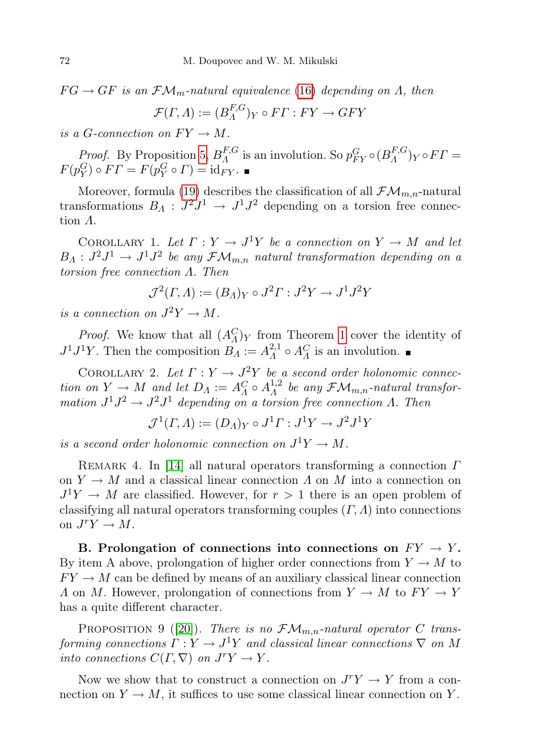*$FG \to GF$ is an $\mathcal{FM}_m$-natural equivalence* (16) *depending on $\Lambda$, then*

$$\mathcal{F}(\Gamma, \Lambda) := (B_\Lambda^{F,G})_Y \circ F\Gamma : FY \to GFY$$

*is a $G$-connection on $FY \to M$.*

*Proof.* By Proposition 5, $B_\Lambda^{F,G}$ is an involution. So $p_{FY}^G \circ (B_\Lambda^{F,G})_Y \circ F\Gamma = F(p_Y^G) \circ F\Gamma = F(p_Y^G \circ \Gamma) = \mathrm{id}_{FY}$. ■

Moreover, formula (19) describes the classification of all $\mathcal{FM}_{m,n}$-natural transformations $B_\Lambda : J^2 J^1 \to J^1 J^2$ depending on a torsion free connection $\Lambda$.

Corollary 1. *Let $\Gamma : Y \to J^1 Y$ be a connection on $Y \to M$ and let $B_\Lambda : J^2 J^1 \to J^1 J^2$ be any $\mathcal{FM}_{m,n}$ natural transformation depending on a torsion free connection $\Lambda$. Then*

$$\mathcal{J}^2(\Gamma, \Lambda) := (B_\Lambda)_Y \circ J^2\Gamma : J^2 Y \to J^1 J^2 Y$$

*is a connection on $J^2 Y \to M$.*

*Proof.* We know that all $(A_\Lambda^C)_Y$ from Theorem 1 cover the identity of $J^1 J^1 Y$. Then the composition $B_\Lambda := A_\Lambda^{2,1} \circ A_\Lambda^C$ is an involution. ■

Corollary 2. *Let $\Gamma : Y \to J^2 Y$ be a second order holonomic connection on $Y \to M$ and let $D_\Lambda := A_\Lambda^C \circ A_\Lambda^{1,2}$ be any $\mathcal{FM}_{m,n}$-natural transformation $J^1 J^2 \to J^2 J^1$ depending on a torsion free connection $\Lambda$. Then*

$$\mathcal{J}^1(\Gamma, \Lambda) := (D_\Lambda)_Y \circ J^1\Gamma : J^1 Y \to J^2 J^1 Y$$

*is a second order holonomic connection on $J^1 Y \to M$.*

Remark 4. In [14] all natural operators transforming a connection $\Gamma$ on $Y \to M$ and a classical linear connection $\Lambda$ on $M$ into a connection on $J^1 Y \to M$ are classified. However, for $r > 1$ there is an open problem of classifying all natural operators transforming couples $(\Gamma, \Lambda)$ into connections on $J^r Y \to M$.

**B. Prolongation of connections into connections on $FY \to Y$.** By item A above, prolongation of higher order connections from $Y \to M$ to $FY \to M$ can be defined by means of an auxiliary classical linear connection $\Lambda$ on $M$. However, prolongation of connections from $Y \to M$ to $FY \to Y$ has a quite different character.

Proposition 9 ([20]). *There is no $\mathcal{FM}_{m,n}$-natural operator $C$ transforming connections $\Gamma : Y \to J^1 Y$ and classical linear connections $\nabla$ on $M$ into connections $C(\Gamma, \nabla)$ on $J^r Y \to Y$.*

Now we show that to construct a connection on $J^r Y \to Y$ from a connection on $Y \to M$, it suffices to use some classical linear connection on $Y$.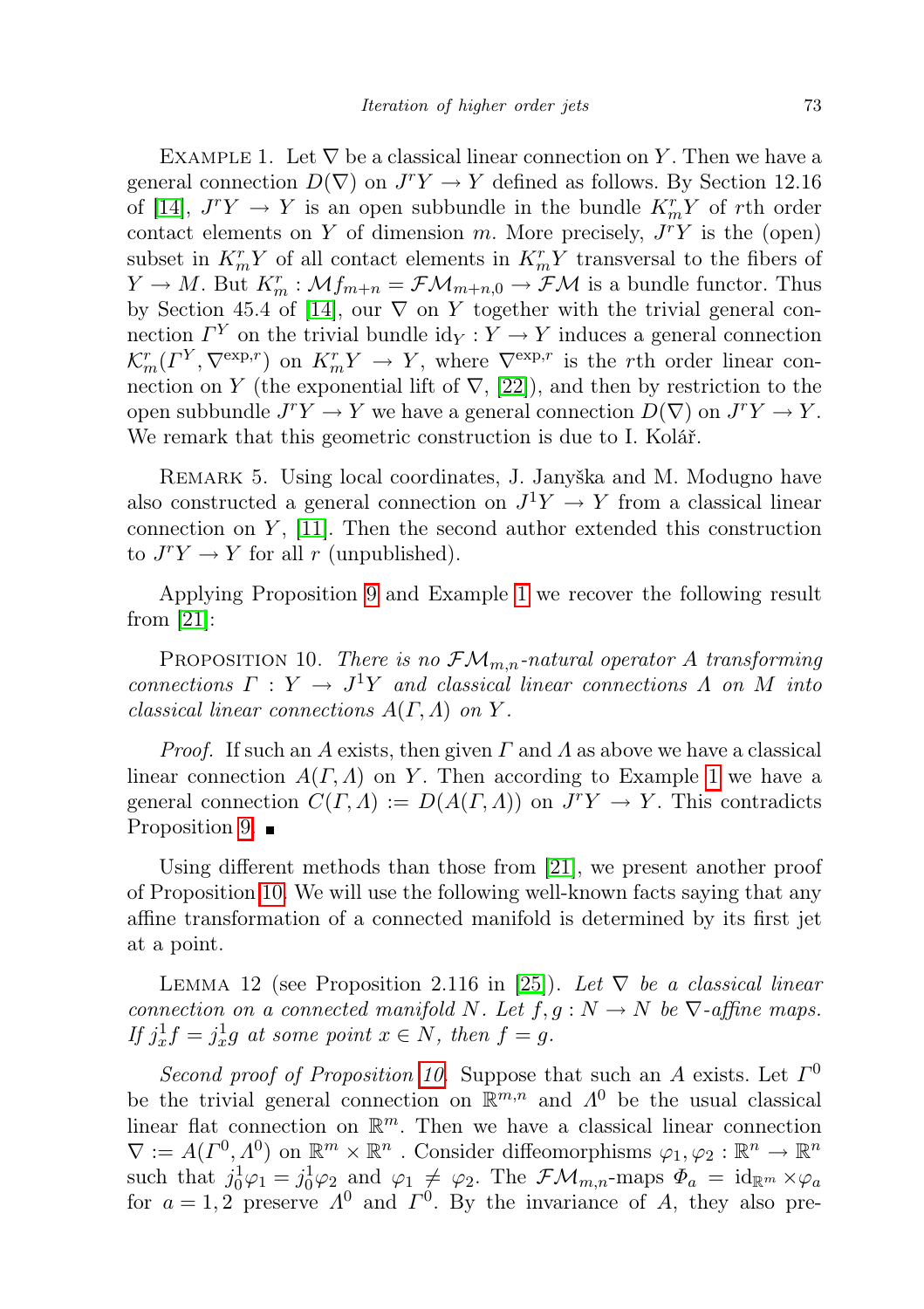Example 1. Let $\nabla$ be a classical linear connection on $Y$. Then we have a general connection $D(\nabla)$ on $J^rY \to Y$ defined as follows. By Section 12.16 of [14], $J^rY \to Y$ is an open subbundle in the bundle $K^r_mY$ of $r$th order contact elements on $Y$ of dimension $m$. More precisely, $J^rY$ is the (open) subset in $K^r_mY$ of all contact elements in $K^r_mY$ transversal to the fibers of $Y \to M$. But $K^r_m : \mathcal{M}f_{m+n} = \mathcal{FM}_{m+n,0} \to \mathcal{FM}$ is a bundle functor. Thus by Section 45.4 of [14], our $\nabla$ on $Y$ together with the trivial general connection $\Gamma^Y$ on the trivial bundle $\mathrm{id}_Y : Y \to Y$ induces a general connection $\mathcal{K}^r_m(\Gamma^Y, \nabla^{\exp,r})$ on $K^r_mY \to Y$, where $\nabla^{\exp,r}$ is the $r$th order linear connection on $Y$ (the exponential lift of $\nabla$, [22]), and then by restriction to the open subbundle $J^rY \to Y$ we have a general connection $D(\nabla)$ on $J^rY \to Y$. We remark that this geometric construction is due to I. Kolář.

Remark 5. Using local coordinates, J. Janyška and M. Modugno have also constructed a general connection on $J^1Y \to Y$ from a classical linear connection on $Y$, [11]. Then the second author extended this construction to $J^rY \to Y$ for all $r$ (unpublished).

Applying Proposition 9 and Example 1 we recover the following result from [21]:

Proposition 10. *There is no $\mathcal{FM}_{m,n}$-natural operator $A$ transforming connections $\Gamma : Y \to J^1Y$ and classical linear connections $\Lambda$ on $M$ into classical linear connections $A(\Gamma, \Lambda)$ on $Y$.*

*Proof.* If such an $A$ exists, then given $\Gamma$ and $\Lambda$ as above we have a classical linear connection $A(\Gamma, \Lambda)$ on $Y$. Then according to Example 1 we have a general connection $C(\Gamma, \Lambda) := D(A(\Gamma, \Lambda))$ on $J^rY \to Y$. This contradicts Proposition 9. ∎

Using different methods than those from [21], we present another proof of Proposition 10. We will use the following well-known facts saying that any affine transformation of a connected manifold is determined by its first jet at a point.

Lemma 12 (see Proposition 2.116 in [25]). *Let $\nabla$ be a classical linear connection on a connected manifold $N$. Let $f, g : N \to N$ be $\nabla$-affine maps. If $j^1_xf = j^1_xg$ at some point $x \in N$, then $f = g$.*

*Second proof of Proposition 10.* Suppose that such an $A$ exists. Let $\Gamma^0$ be the trivial general connection on $\mathbb{R}^{m,n}$ and $\Lambda^0$ be the usual classical linear flat connection on $\mathbb{R}^m$. Then we have a classical linear connection $\nabla := A(\Gamma^0, \Lambda^0)$ on $\mathbb{R}^m \times \mathbb{R}^n$ . Consider diffeomorphisms $\varphi_1, \varphi_2 : \mathbb{R}^n \to \mathbb{R}^n$ such that $j^1_0\varphi_1 = j^1_0\varphi_2$ and $\varphi_1 \neq \varphi_2$. The $\mathcal{FM}_{m,n}$-maps $\Phi_a = \mathrm{id}_{\mathbb{R}^m} \times \varphi_a$ for $a = 1, 2$ preserve $\Lambda^0$ and $\Gamma^0$. By the invariance of $A$, they also pre-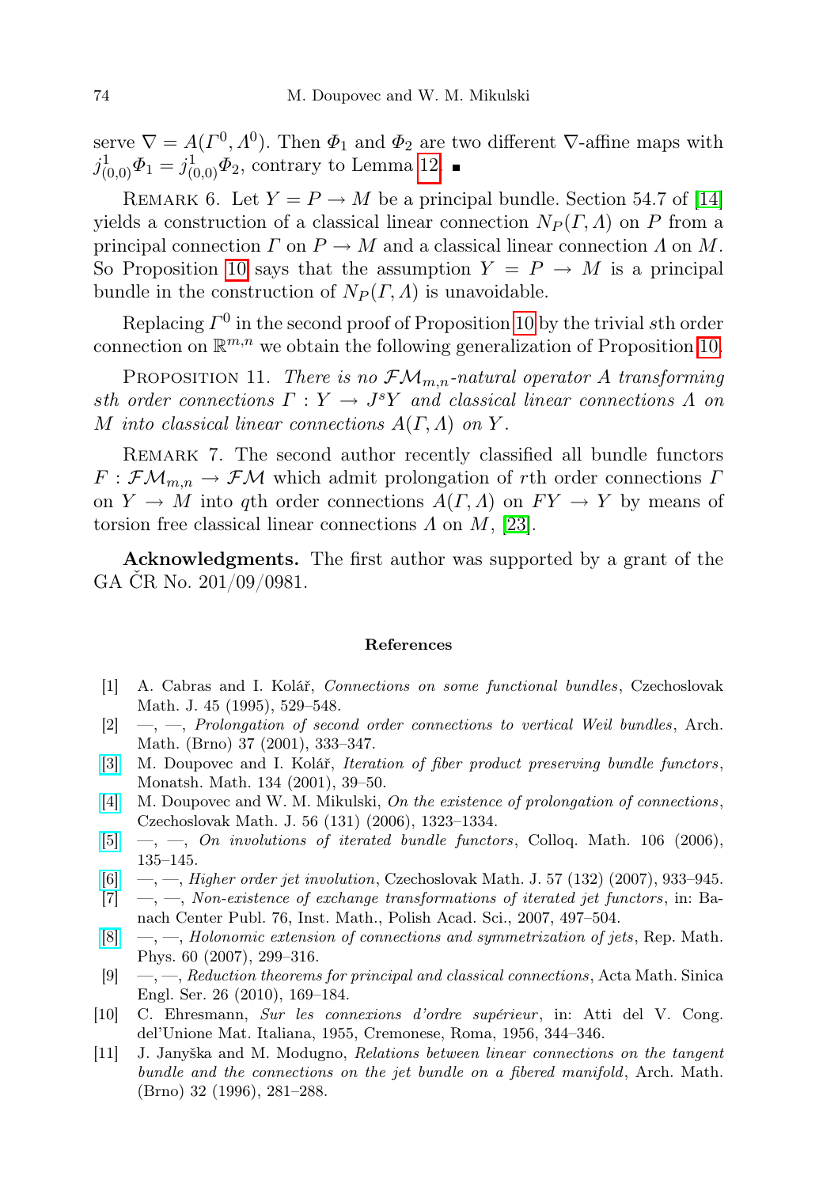serve $\nabla = A(\Gamma^0, \Lambda^0)$. Then $\Phi_1$ and $\Phi_2$ are two different $\nabla$-affine maps with $j^1_{(0,0)}\Phi_1 = j^1_{(0,0)}\Phi_2$, contrary to Lemma 12. ∎

Remark 6. Let $Y = P \to M$ be a principal bundle. Section 54.7 of [14] yields a construction of a classical linear connection $N_P(\Gamma, \Lambda)$ on $P$ from a principal connection $\Gamma$ on $P \to M$ and a classical linear connection $\Lambda$ on $M$. So Proposition 10 says that the assumption $Y = P \to M$ is a principal bundle in the construction of $N_P(\Gamma, \Lambda)$ is unavoidable.

Replacing $\Gamma^0$ in the second proof of Proposition 10 by the trivial $s$th order connection on $\mathbb{R}^{m,n}$ we obtain the following generalization of Proposition 10.

Proposition 11. *There is no $\mathcal{FM}_{m,n}$-natural operator $A$ transforming $s$th order connections $\Gamma : Y \to J^sY$ and classical linear connections $\Lambda$ on $M$ into classical linear connections $A(\Gamma, \Lambda)$ on $Y$.*

Remark 7. The second author recently classified all bundle functors $F : \mathcal{FM}_{m,n} \to \mathcal{FM}$ which admit prolongation of $r$th order connections $\Gamma$ on $Y \to M$ into $q$th order connections $A(\Gamma, \Lambda)$ on $FY \to Y$ by means of torsion free classical linear connections $\Lambda$ on $M$, [23].

**Acknowledgments.** The first author was supported by a grant of the GA ČR No. 201/09/0981.

## References

[1] A. Cabras and I. Kolář, *Connections on some functional bundles*, Czechoslovak Math. J. 45 (1995), 529–548.

[2] —, —, *Prolongation of second order connections to vertical Weil bundles*, Arch. Math. (Brno) 37 (2001), 333–347.

[3] M. Doupovec and I. Kolář, *Iteration of fiber product preserving bundle functors*, Monatsh. Math. 134 (2001), 39–50.

[4] M. Doupovec and W. M. Mikulski, *On the existence of prolongation of connections*, Czechoslovak Math. J. 56 (131) (2006), 1323–1334.

[5] —, —, *On involutions of iterated bundle functors*, Colloq. Math. 106 (2006), 135–145.

[6] —, —, *Higher order jet involution*, Czechoslovak Math. J. 57 (132) (2007), 933–945.

[7] —, —, *Non-existence of exchange transformations of iterated jet functors*, in: Banach Center Publ. 76, Inst. Math., Polish Acad. Sci., 2007, 497–504.

[8] —, —, *Holonomic extension of connections and symmetrization of jets*, Rep. Math. Phys. 60 (2007), 299–316.

[9] —, —, *Reduction theorems for principal and classical connections*, Acta Math. Sinica Engl. Ser. 26 (2010), 169–184.

[10] C. Ehresmann, *Sur les connexions d'ordre supérieur*, in: Atti del V. Cong. del'Unione Mat. Italiana, 1955, Cremonese, Roma, 1956, 344–346.

[11] J. Janyška and M. Modugno, *Relations between linear connections on the tangent bundle and the connections on the jet bundle on a fibered manifold*, Arch. Math. (Brno) 32 (1996), 281–288.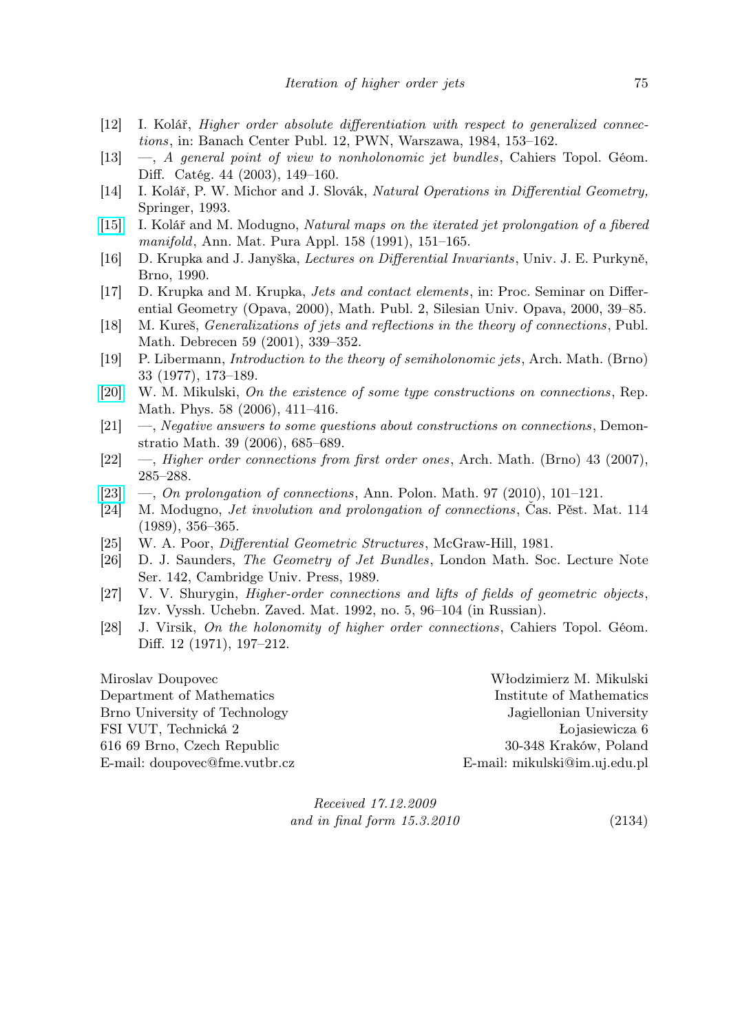[12] I. Kolář, *Higher order absolute differentiation with respect to generalized connections*, in: Banach Center Publ. 12, PWN, Warszawa, 1984, 153–162.

[13] —, *A general point of view to nonholonomic jet bundles*, Cahiers Topol. Géom. Diff. Catég. 44 (2003), 149–160.

[14] I. Kolář, P. W. Michor and J. Slovák, *Natural Operations in Differential Geometry,* Springer, 1993.

[15] I. Kolář and M. Modugno, *Natural maps on the iterated jet prolongation of a fibered manifold*, Ann. Mat. Pura Appl. 158 (1991), 151–165.

[16] D. Krupka and J. Janyška, *Lectures on Differential Invariants*, Univ. J. E. Purkyně, Brno, 1990.

[17] D. Krupka and M. Krupka, *Jets and contact elements*, in: Proc. Seminar on Differential Geometry (Opava, 2000), Math. Publ. 2, Silesian Univ. Opava, 2000, 39–85.

[18] M. Kureš, *Generalizations of jets and reflections in the theory of connections*, Publ. Math. Debrecen 59 (2001), 339–352.

[19] P. Libermann, *Introduction to the theory of semiholonomic jets*, Arch. Math. (Brno) 33 (1977), 173–189.

[20] W. M. Mikulski, *On the existence of some type constructions on connections*, Rep. Math. Phys. 58 (2006), 411–416.

[21] —, *Negative answers to some questions about constructions on connections*, Demonstratio Math. 39 (2006), 685–689.

[22] —, *Higher order connections from first order ones*, Arch. Math. (Brno) 43 (2007), 285–288.

[23] —, *On prolongation of connections*, Ann. Polon. Math. 97 (2010), 101–121.

[24] M. Modugno, *Jet involution and prolongation of connections*, Čas. Pěst. Mat. 114 (1989), 356–365.

[25] W. A. Poor, *Differential Geometric Structures*, McGraw-Hill, 1981.

[26] D. J. Saunders, *The Geometry of Jet Bundles*, London Math. Soc. Lecture Note Ser. 142, Cambridge Univ. Press, 1989.

[27] V. V. Shurygin, *Higher-order connections and lifts of fields of geometric objects*, Izv. Vyssh. Uchebn. Zaved. Mat. 1992, no. 5, 96–104 (in Russian).

[28] J. Virsik, *On the holonomity of higher order connections*, Cahiers Topol. Géom. Diff. 12 (1971), 197–212.

Miroslav Doupovec
Department of Mathematics
Brno University of Technology
FSI VUT, Technická 2
616 69 Brno, Czech Republic
E-mail: doupovec@fme.vutbr.cz

Włodzimierz M. Mikulski
Institute of Mathematics
Jagiellonian University
Łojasiewicza 6
30-348 Kraków, Poland
E-mail: mikulski@im.uj.edu.pl

*Received 17.12.2009*
*and in final form 15.3.2010* (2134)